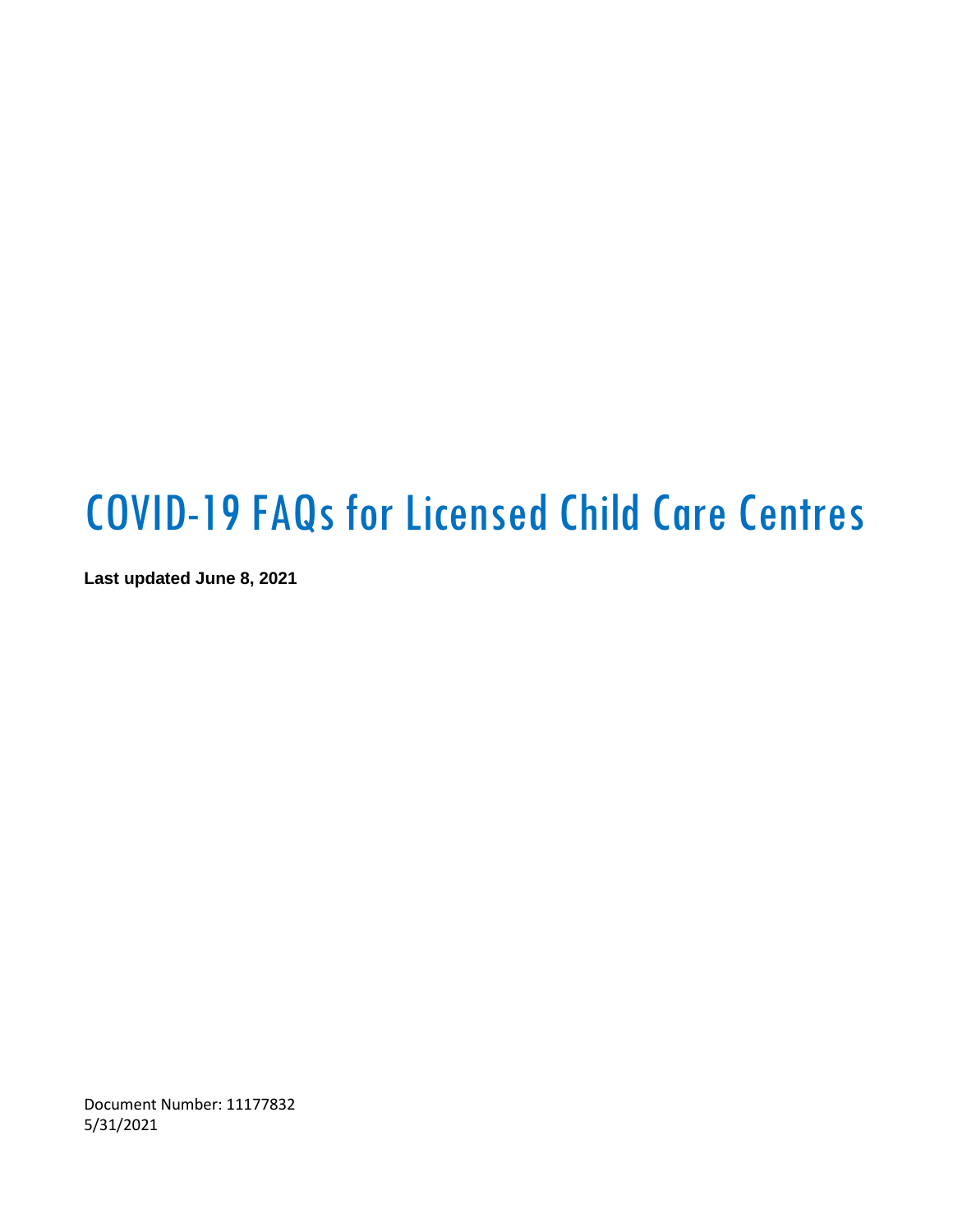# COVID-19 FAQs for Licensed Child Care Centres

**Last updated June 8, 2021**

Document Number: 11177832
5/31/2021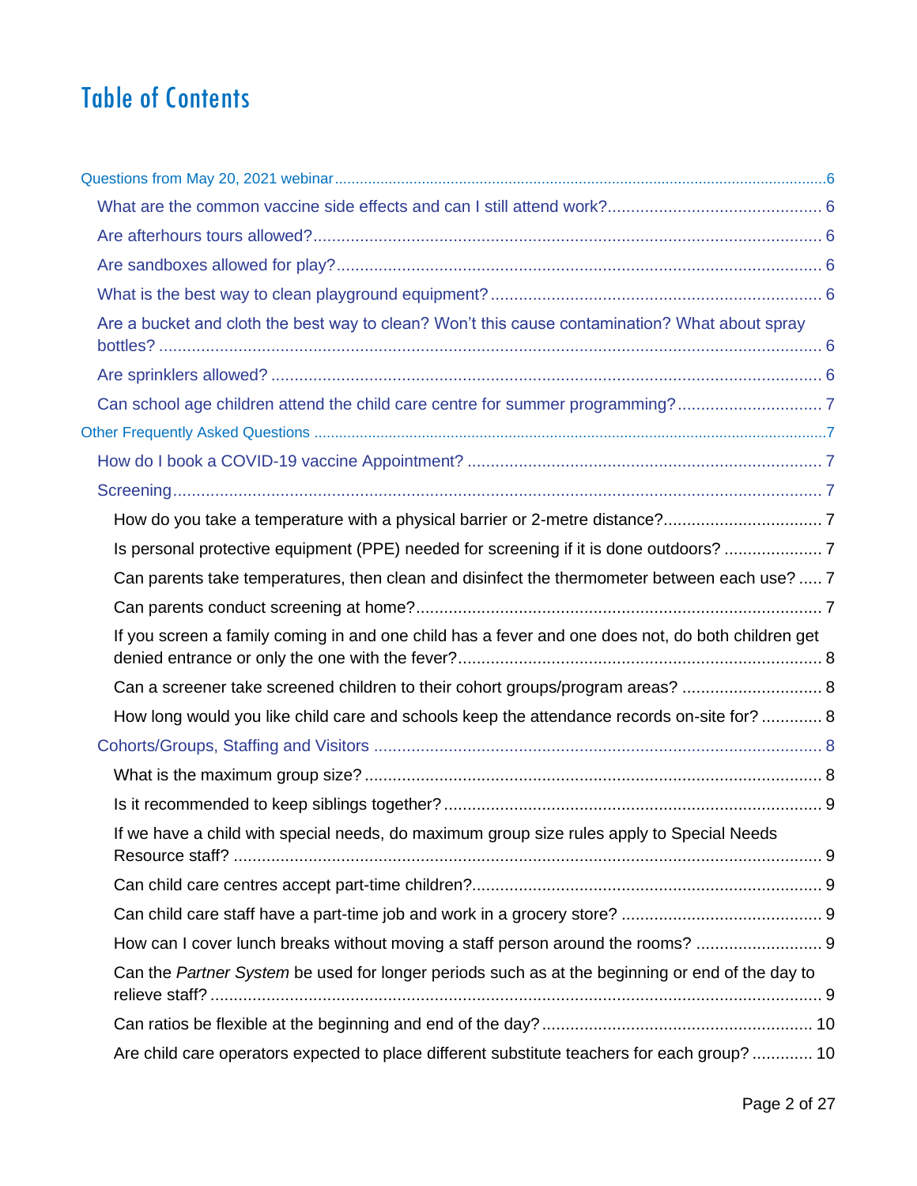# Table of Contents

- Questions from May 20, 2021 webinar ........ 6
  - What are the common vaccine side effects and can I still attend work? ........ 6
  - Are afterhours tours allowed? ........ 6
  - Are sandboxes allowed for play? ........ 6
  - What is the best way to clean playground equipment? ........ 6
  - Are a bucket and cloth the best way to clean? Won't this cause contamination? What about spray bottles? ........ 6
  - Are sprinklers allowed? ........ 6
  - Can school age children attend the child care centre for summer programming? ........ 7
- Other Frequently Asked Questions ........ 7
  - How do I book a COVID-19 vaccine Appointment? ........ 7
  - Screening ........ 7
    - How do you take a temperature with a physical barrier or 2-metre distance? ........ 7
    - Is personal protective equipment (PPE) needed for screening if it is done outdoors? ........ 7
    - Can parents take temperatures, then clean and disinfect the thermometer between each use? ........ 7
    - Can parents conduct screening at home? ........ 7
    - If you screen a family coming in and one child has a fever and one does not, do both children get denied entrance or only the one with the fever? ........ 8
    - Can a screener take screened children to their cohort groups/program areas? ........ 8
    - How long would you like child care and schools keep the attendance records on-site for? ........ 8
  - Cohorts/Groups, Staffing and Visitors ........ 8
    - What is the maximum group size? ........ 8
    - Is it recommended to keep siblings together? ........ 9
    - If we have a child with special needs, do maximum group size rules apply to Special Needs Resource staff? ........ 9
    - Can child care centres accept part-time children? ........ 9
    - Can child care staff have a part-time job and work in a grocery store? ........ 9
    - How can I cover lunch breaks without moving a staff person around the rooms? ........ 9
    - Can the *Partner System* be used for longer periods such as at the beginning or end of the day to relieve staff? ........ 9
    - Can ratios be flexible at the beginning and end of the day? ........ 10
    - Are child care operators expected to place different substitute teachers for each group? ........ 10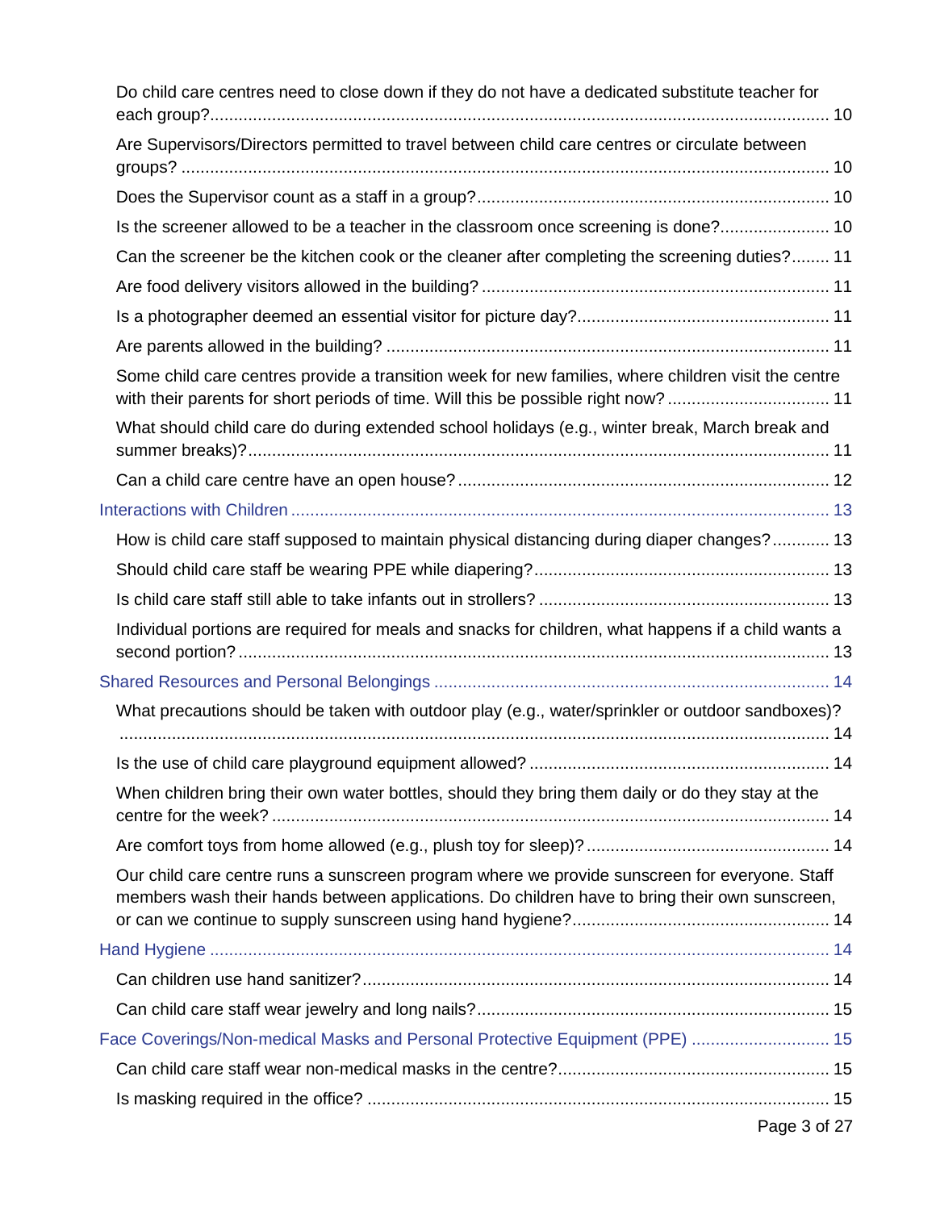- Do child care centres need to close down if they do not have a dedicated substitute teacher for each group? ... 10
- Are Supervisors/Directors permitted to travel between child care centres or circulate between groups? ... 10
- Does the Supervisor count as a staff in a group? ... 10
- Is the screener allowed to be a teacher in the classroom once screening is done? ... 10
- Can the screener be the kitchen cook or the cleaner after completing the screening duties? ... 11
- Are food delivery visitors allowed in the building? ... 11
- Is a photographer deemed an essential visitor for picture day? ... 11
- Are parents allowed in the building? ... 11
- Some child care centres provide a transition week for new families, where children visit the centre with their parents for short periods of time. Will this be possible right now? ... 11
- What should child care do during extended school holidays (e.g., winter break, March break and summer breaks)? ... 11
- Can a child care centre have an open house? ... 12

Interactions with Children ... 13

- How is child care staff supposed to maintain physical distancing during diaper changes? ... 13
- Should child care staff be wearing PPE while diapering? ... 13
- Is child care staff still able to take infants out in strollers? ... 13
- Individual portions are required for meals and snacks for children, what happens if a child wants a second portion? ... 13

Shared Resources and Personal Belongings ... 14

- What precautions should be taken with outdoor play (e.g., water/sprinkler or outdoor sandboxes)? ... 14
- Is the use of child care playground equipment allowed? ... 14
- When children bring their own water bottles, should they bring them daily or do they stay at the centre for the week? ... 14
- Are comfort toys from home allowed (e.g., plush toy for sleep)? ... 14
- Our child care centre runs a sunscreen program where we provide sunscreen for everyone. Staff members wash their hands between applications. Do children have to bring their own sunscreen, or can we continue to supply sunscreen using hand hygiene? ... 14

Hand Hygiene ... 14

- Can children use hand sanitizer? ... 14
- Can child care staff wear jewelry and long nails? ... 15

Face Coverings/Non-medical Masks and Personal Protective Equipment (PPE) ... 15

- Can child care staff wear non-medical masks in the centre? ... 15
- Is masking required in the office? ... 15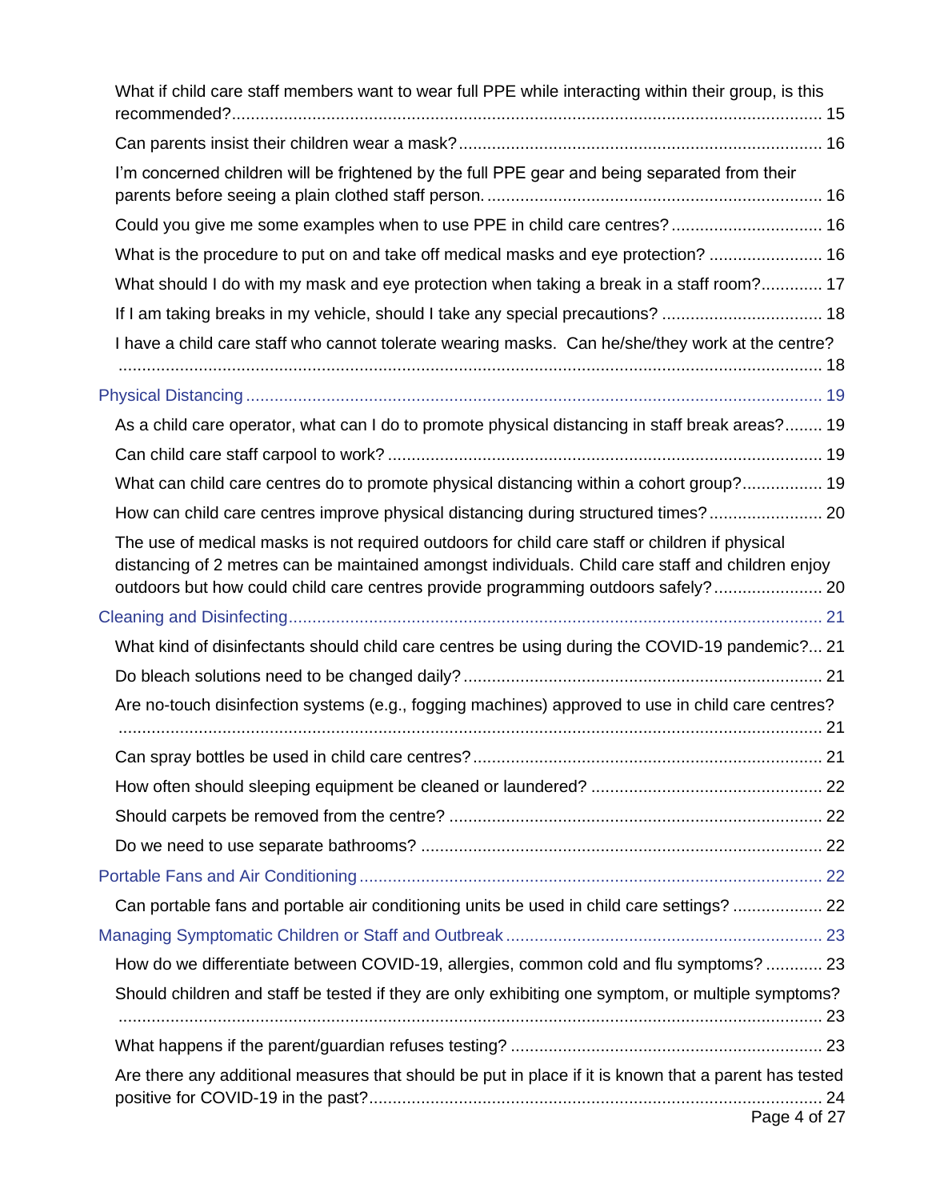What if child care staff members want to wear full PPE while interacting within their group, is this recommended? ... 15

Can parents insist their children wear a mask? ... 16

I'm concerned children will be frightened by the full PPE gear and being separated from their parents before seeing a plain clothed staff person. ... 16

Could you give me some examples when to use PPE in child care centres? ... 16

What is the procedure to put on and take off medical masks and eye protection? ... 16

What should I do with my mask and eye protection when taking a break in a staff room? ... 17

If I am taking breaks in my vehicle, should I take any special precautions? ... 18

I have a child care staff who cannot tolerate wearing masks. Can he/she/they work at the centre? ... 18

Physical Distancing ... 19

As a child care operator, what can I do to promote physical distancing in staff break areas? ... 19

Can child care staff carpool to work? ... 19

What can child care centres do to promote physical distancing within a cohort group? ... 19

How can child care centres improve physical distancing during structured times? ... 20

The use of medical masks is not required outdoors for child care staff or children if physical distancing of 2 metres can be maintained amongst individuals. Child care staff and children enjoy outdoors but how could child care centres provide programming outdoors safely? ... 20

Cleaning and Disinfecting ... 21

What kind of disinfectants should child care centres be using during the COVID-19 pandemic? ... 21

Do bleach solutions need to be changed daily? ... 21

Are no-touch disinfection systems (e.g., fogging machines) approved to use in child care centres? ... 21

Can spray bottles be used in child care centres? ... 21

How often should sleeping equipment be cleaned or laundered? ... 22

Should carpets be removed from the centre? ... 22

Do we need to use separate bathrooms? ... 22

Portable Fans and Air Conditioning ... 22

Can portable fans and portable air conditioning units be used in child care settings? ... 22

Managing Symptomatic Children or Staff and Outbreak ... 23

How do we differentiate between COVID-19, allergies, common cold and flu symptoms? ... 23

Should children and staff be tested if they are only exhibiting one symptom, or multiple symptoms? ... 23

What happens if the parent/guardian refuses testing? ... 23

Are there any additional measures that should be put in place if it is known that a parent has tested positive for COVID-19 in the past? ... 24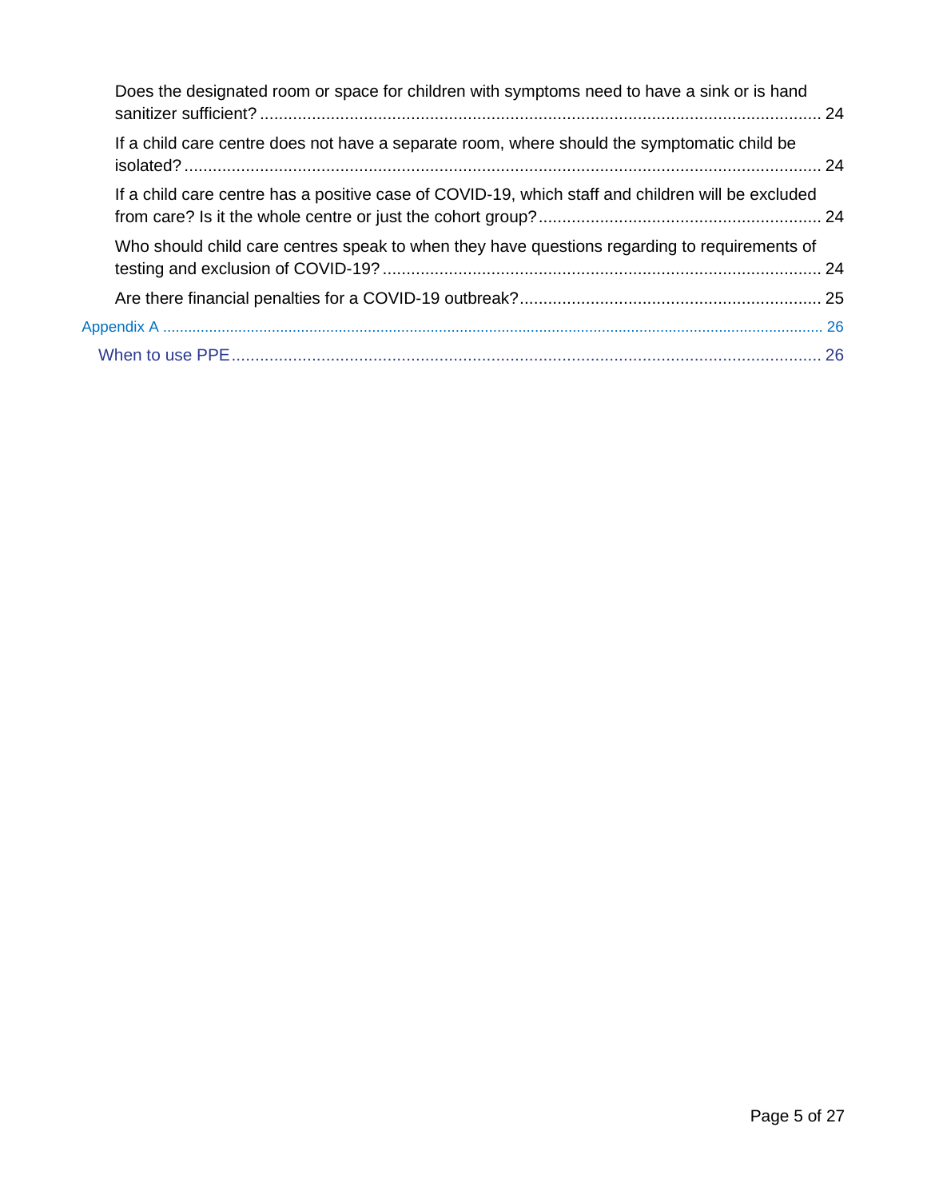Does the designated room or space for children with symptoms need to have a sink or is hand sanitizer sufficient? ... 24

If a child care centre does not have a separate room, where should the symptomatic child be isolated? ... 24

If a child care centre has a positive case of COVID-19, which staff and children will be excluded from care? Is it the whole centre or just the cohort group? ... 24

Who should child care centres speak to when they have questions regarding to requirements of testing and exclusion of COVID-19? ... 24

Are there financial penalties for a COVID-19 outbreak? ... 25

Appendix A ... 26

When to use PPE ... 26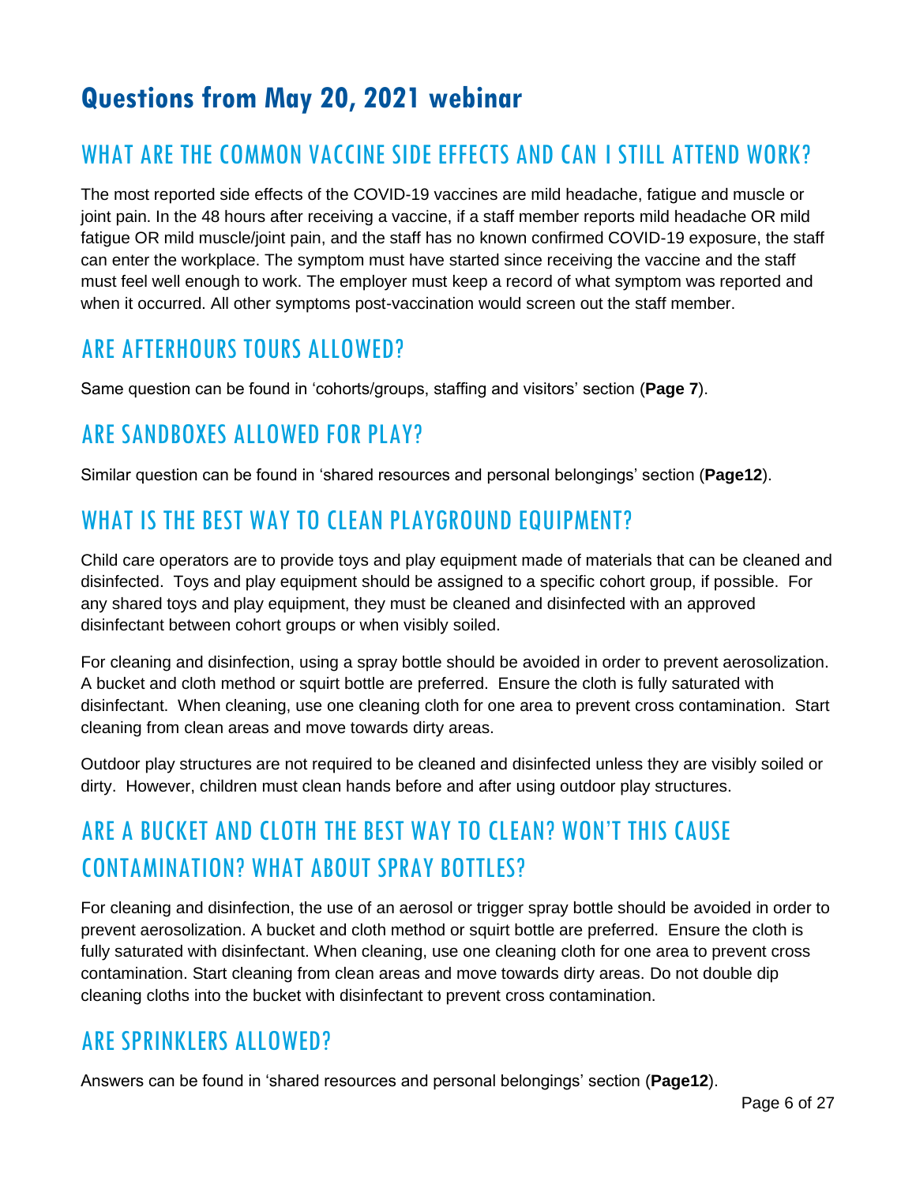# Questions from May 20, 2021 webinar

## WHAT ARE THE COMMON VACCINE SIDE EFFECTS AND CAN I STILL ATTEND WORK?

The most reported side effects of the COVID-19 vaccines are mild headache, fatigue and muscle or joint pain. In the 48 hours after receiving a vaccine, if a staff member reports mild headache OR mild fatigue OR mild muscle/joint pain, and the staff has no known confirmed COVID-19 exposure, the staff can enter the workplace. The symptom must have started since receiving the vaccine and the staff must feel well enough to work. The employer must keep a record of what symptom was reported and when it occurred. All other symptoms post-vaccination would screen out the staff member.

## ARE AFTERHOURS TOURS ALLOWED?

Same question can be found in 'cohorts/groups, staffing and visitors' section (**Page 7**).

## ARE SANDBOXES ALLOWED FOR PLAY?

Similar question can be found in 'shared resources and personal belongings' section (**Page12**).

## WHAT IS THE BEST WAY TO CLEAN PLAYGROUND EQUIPMENT?

Child care operators are to provide toys and play equipment made of materials that can be cleaned and disinfected. Toys and play equipment should be assigned to a specific cohort group, if possible. For any shared toys and play equipment, they must be cleaned and disinfected with an approved disinfectant between cohort groups or when visibly soiled.

For cleaning and disinfection, using a spray bottle should be avoided in order to prevent aerosolization. A bucket and cloth method or squirt bottle are preferred. Ensure the cloth is fully saturated with disinfectant. When cleaning, use one cleaning cloth for one area to prevent cross contamination. Start cleaning from clean areas and move towards dirty areas.

Outdoor play structures are not required to be cleaned and disinfected unless they are visibly soiled or dirty. However, children must clean hands before and after using outdoor play structures.

## ARE A BUCKET AND CLOTH THE BEST WAY TO CLEAN? WON'T THIS CAUSE CONTAMINATION? WHAT ABOUT SPRAY BOTTLES?

For cleaning and disinfection, the use of an aerosol or trigger spray bottle should be avoided in order to prevent aerosolization. A bucket and cloth method or squirt bottle are preferred. Ensure the cloth is fully saturated with disinfectant. When cleaning, use one cleaning cloth for one area to prevent cross contamination. Start cleaning from clean areas and move towards dirty areas. Do not double dip cleaning cloths into the bucket with disinfectant to prevent cross contamination.

## ARE SPRINKLERS ALLOWED?

Answers can be found in 'shared resources and personal belongings' section (**Page12**).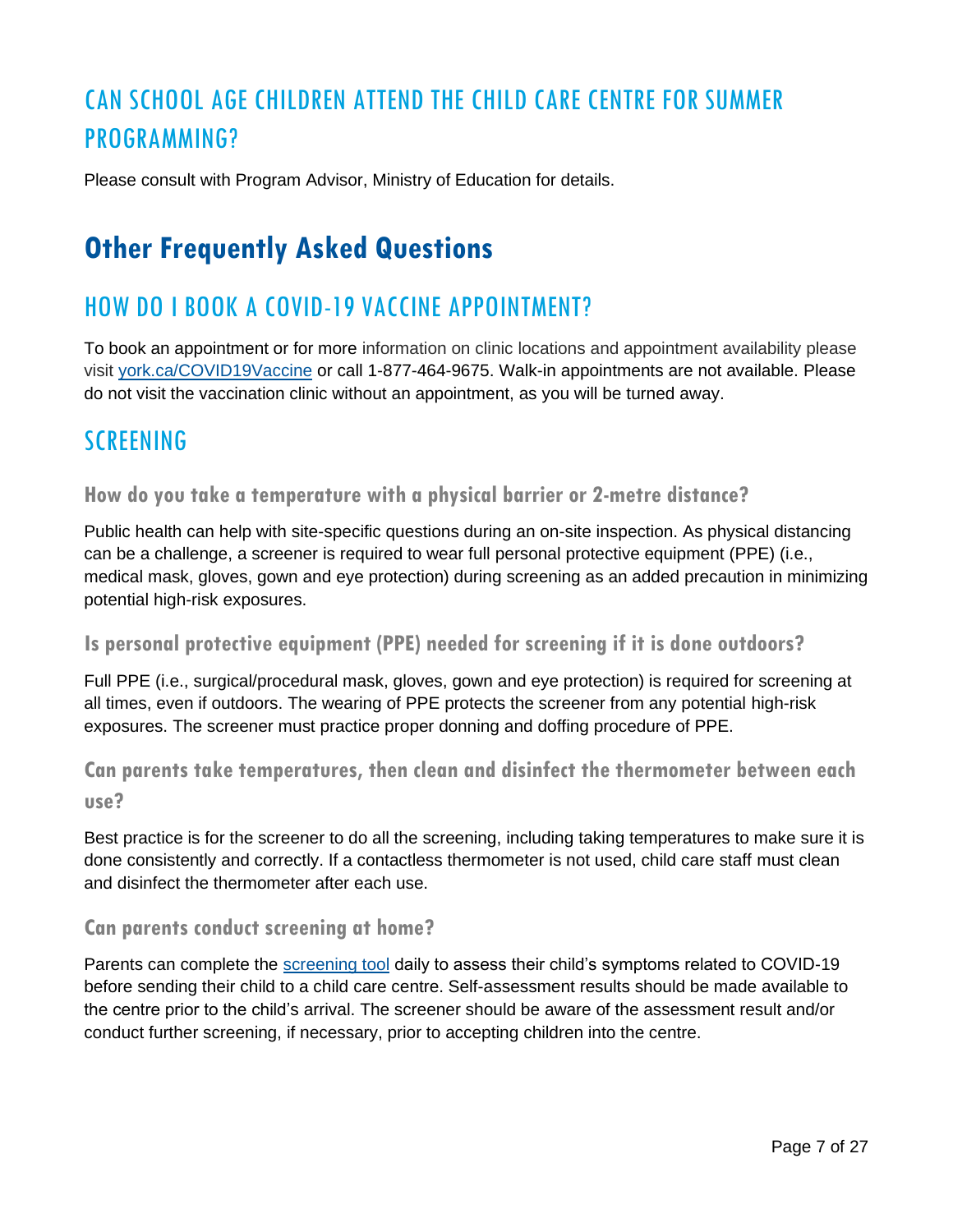## CAN SCHOOL AGE CHILDREN ATTEND THE CHILD CARE CENTRE FOR SUMMER PROGRAMMING?

Please consult with Program Advisor, Ministry of Education for details.

# Other Frequently Asked Questions

## HOW DO I BOOK A COVID-19 VACCINE APPOINTMENT?

To book an appointment or for more information on clinic locations and appointment availability please visit [york.ca/COVID19Vaccine](york.ca/COVID19Vaccine) or call 1-877-464-9675. Walk-in appointments are not available. Please do not visit the vaccination clinic without an appointment, as you will be turned away.

## SCREENING

### How do you take a temperature with a physical barrier or 2-metre distance?

Public health can help with site-specific questions during an on-site inspection. As physical distancing can be a challenge, a screener is required to wear full personal protective equipment (PPE) (i.e., medical mask, gloves, gown and eye protection) during screening as an added precaution in minimizing potential high-risk exposures.

### Is personal protective equipment (PPE) needed for screening if it is done outdoors?

Full PPE (i.e., surgical/procedural mask, gloves, gown and eye protection) is required for screening at all times, even if outdoors. The wearing of PPE protects the screener from any potential high-risk exposures. The screener must practice proper donning and doffing procedure of PPE.

### Can parents take temperatures, then clean and disinfect the thermometer between each use?

Best practice is for the screener to do all the screening, including taking temperatures to make sure it is done consistently and correctly. If a contactless thermometer is not used, child care staff must clean and disinfect the thermometer after each use.

### Can parents conduct screening at home?

Parents can complete the [screening tool]() daily to assess their child's symptoms related to COVID-19 before sending their child to a child care centre. Self-assessment results should be made available to the centre prior to the child's arrival. The screener should be aware of the assessment result and/or conduct further screening, if necessary, prior to accepting children into the centre.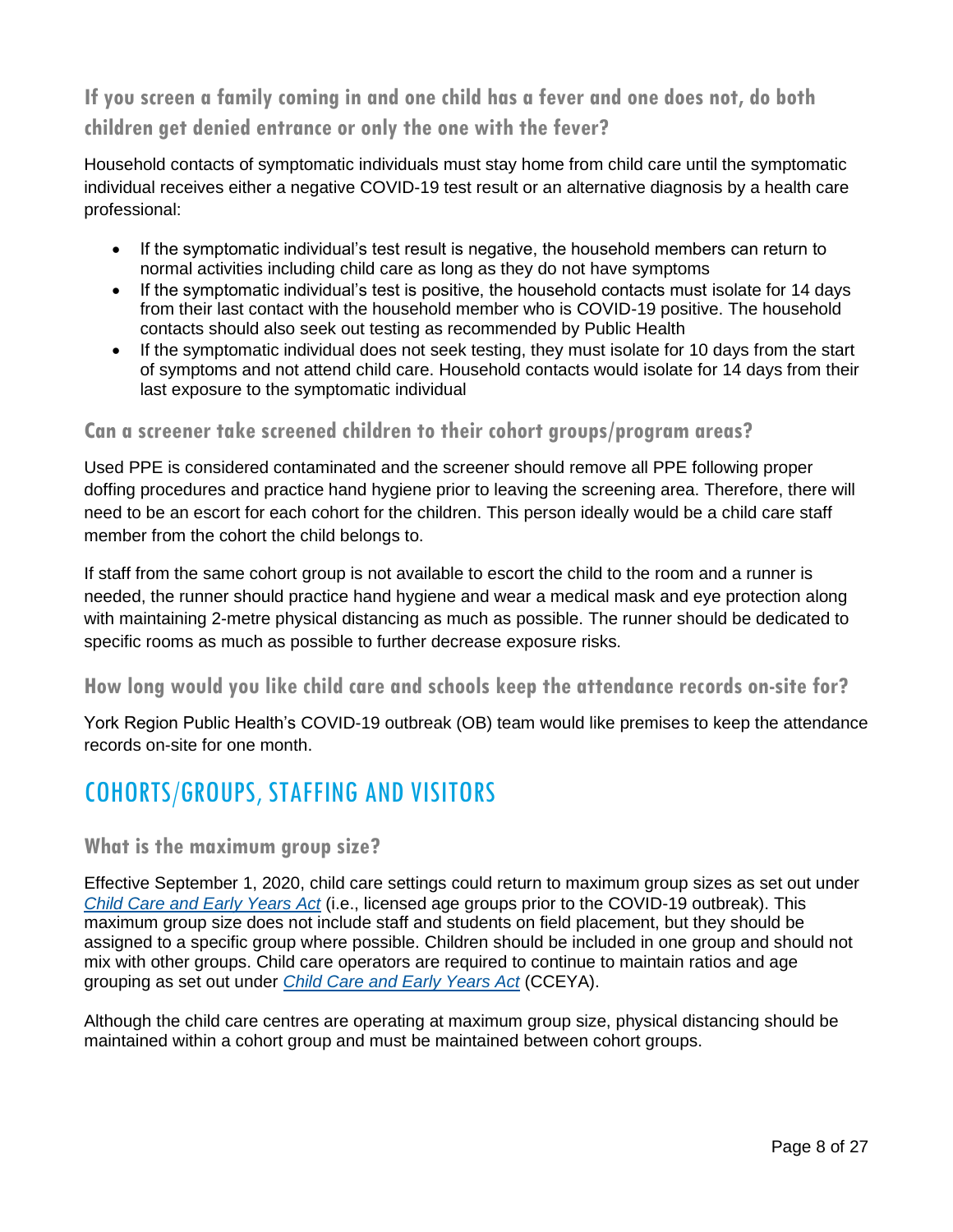### If you screen a family coming in and one child has a fever and one does not, do both children get denied entrance or only the one with the fever?

Household contacts of symptomatic individuals must stay home from child care until the symptomatic individual receives either a negative COVID-19 test result or an alternative diagnosis by a health care professional:

- If the symptomatic individual's test result is negative, the household members can return to normal activities including child care as long as they do not have symptoms
- If the symptomatic individual's test is positive, the household contacts must isolate for 14 days from their last contact with the household member who is COVID-19 positive. The household contacts should also seek out testing as recommended by Public Health
- If the symptomatic individual does not seek testing, they must isolate for 10 days from the start of symptoms and not attend child care. Household contacts would isolate for 14 days from their last exposure to the symptomatic individual

### Can a screener take screened children to their cohort groups/program areas?

Used PPE is considered contaminated and the screener should remove all PPE following proper doffing procedures and practice hand hygiene prior to leaving the screening area. Therefore, there will need to be an escort for each cohort for the children. This person ideally would be a child care staff member from the cohort the child belongs to.

If staff from the same cohort group is not available to escort the child to the room and a runner is needed, the runner should practice hand hygiene and wear a medical mask and eye protection along with maintaining 2-metre physical distancing as much as possible. The runner should be dedicated to specific rooms as much as possible to further decrease exposure risks.

### How long would you like child care and schools keep the attendance records on-site for?

York Region Public Health's COVID-19 outbreak (OB) team would like premises to keep the attendance records on-site for one month.

## COHORTS/GROUPS, STAFFING AND VISITORS

### What is the maximum group size?

Effective September 1, 2020, child care settings could return to maximum group sizes as set out under *Child Care and Early Years Act* (i.e., licensed age groups prior to the COVID-19 outbreak). This maximum group size does not include staff and students on field placement, but they should be assigned to a specific group where possible. Children should be included in one group and should not mix with other groups. Child care operators are required to continue to maintain ratios and age grouping as set out under *Child Care and Early Years Act* (CCEYA).

Although the child care centres are operating at maximum group size, physical distancing should be maintained within a cohort group and must be maintained between cohort groups.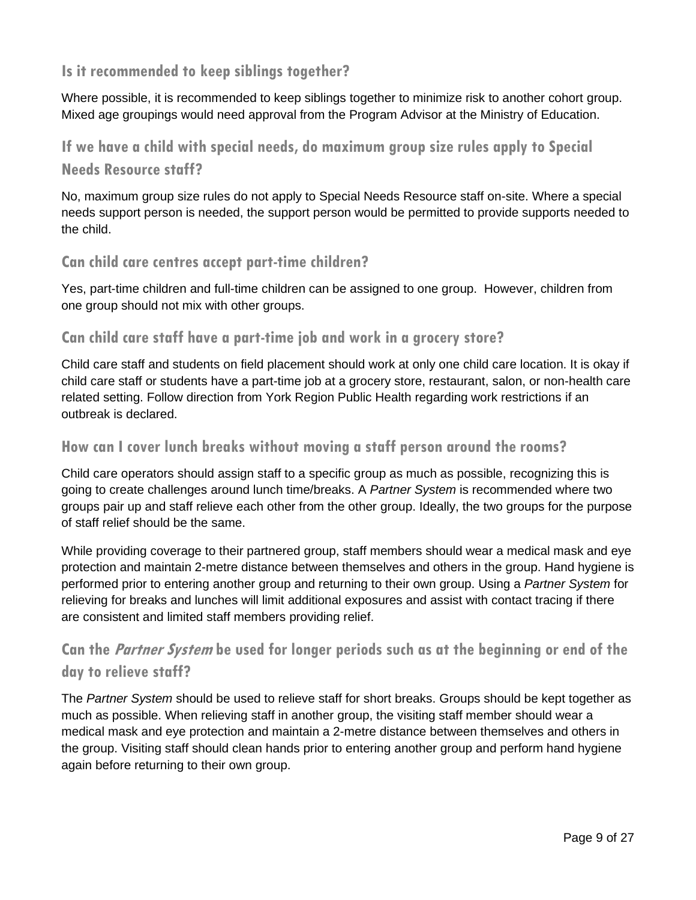### Is it recommended to keep siblings together?

Where possible, it is recommended to keep siblings together to minimize risk to another cohort group. Mixed age groupings would need approval from the Program Advisor at the Ministry of Education.

### If we have a child with special needs, do maximum group size rules apply to Special Needs Resource staff?

No, maximum group size rules do not apply to Special Needs Resource staff on-site. Where a special needs support person is needed, the support person would be permitted to provide supports needed to the child.

### Can child care centres accept part-time children?

Yes, part-time children and full-time children can be assigned to one group. However, children from one group should not mix with other groups.

### Can child care staff have a part-time job and work in a grocery store?

Child care staff and students on field placement should work at only one child care location. It is okay if child care staff or students have a part-time job at a grocery store, restaurant, salon, or non-health care related setting. Follow direction from York Region Public Health regarding work restrictions if an outbreak is declared.

### How can I cover lunch breaks without moving a staff person around the rooms?

Child care operators should assign staff to a specific group as much as possible, recognizing this is going to create challenges around lunch time/breaks. A *Partner System* is recommended where two groups pair up and staff relieve each other from the other group. Ideally, the two groups for the purpose of staff relief should be the same.

While providing coverage to their partnered group, staff members should wear a medical mask and eye protection and maintain 2-metre distance between themselves and others in the group. Hand hygiene is performed prior to entering another group and returning to their own group. Using a *Partner System* for relieving for breaks and lunches will limit additional exposures and assist with contact tracing if there are consistent and limited staff members providing relief.

### Can the *Partner System* be used for longer periods such as at the beginning or end of the day to relieve staff?

The *Partner System* should be used to relieve staff for short breaks. Groups should be kept together as much as possible. When relieving staff in another group, the visiting staff member should wear a medical mask and eye protection and maintain a 2-metre distance between themselves and others in the group. Visiting staff should clean hands prior to entering another group and perform hand hygiene again before returning to their own group.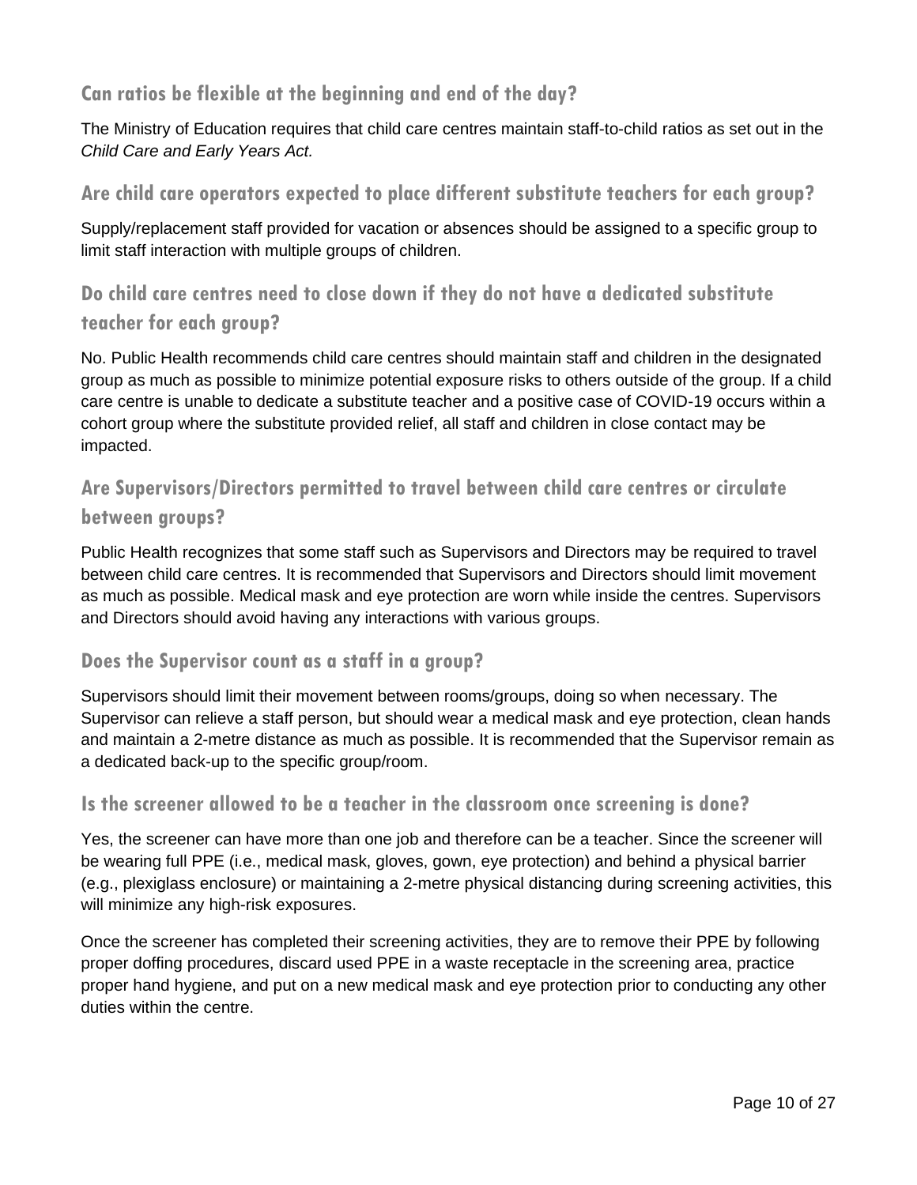## Can ratios be flexible at the beginning and end of the day?

The Ministry of Education requires that child care centres maintain staff-to-child ratios as set out in the *Child Care and Early Years Act.*

## Are child care operators expected to place different substitute teachers for each group?

Supply/replacement staff provided for vacation or absences should be assigned to a specific group to limit staff interaction with multiple groups of children.

## Do child care centres need to close down if they do not have a dedicated substitute teacher for each group?

No. Public Health recommends child care centres should maintain staff and children in the designated group as much as possible to minimize potential exposure risks to others outside of the group. If a child care centre is unable to dedicate a substitute teacher and a positive case of COVID-19 occurs within a cohort group where the substitute provided relief, all staff and children in close contact may be impacted.

## Are Supervisors/Directors permitted to travel between child care centres or circulate between groups?

Public Health recognizes that some staff such as Supervisors and Directors may be required to travel between child care centres. It is recommended that Supervisors and Directors should limit movement as much as possible. Medical mask and eye protection are worn while inside the centres. Supervisors and Directors should avoid having any interactions with various groups.

## Does the Supervisor count as a staff in a group?

Supervisors should limit their movement between rooms/groups, doing so when necessary. The Supervisor can relieve a staff person, but should wear a medical mask and eye protection, clean hands and maintain a 2-metre distance as much as possible. It is recommended that the Supervisor remain as a dedicated back-up to the specific group/room.

## Is the screener allowed to be a teacher in the classroom once screening is done?

Yes, the screener can have more than one job and therefore can be a teacher. Since the screener will be wearing full PPE (i.e., medical mask, gloves, gown, eye protection) and behind a physical barrier (e.g., plexiglass enclosure) or maintaining a 2-metre physical distancing during screening activities, this will minimize any high-risk exposures.

Once the screener has completed their screening activities, they are to remove their PPE by following proper doffing procedures, discard used PPE in a waste receptacle in the screening area, practice proper hand hygiene, and put on a new medical mask and eye protection prior to conducting any other duties within the centre.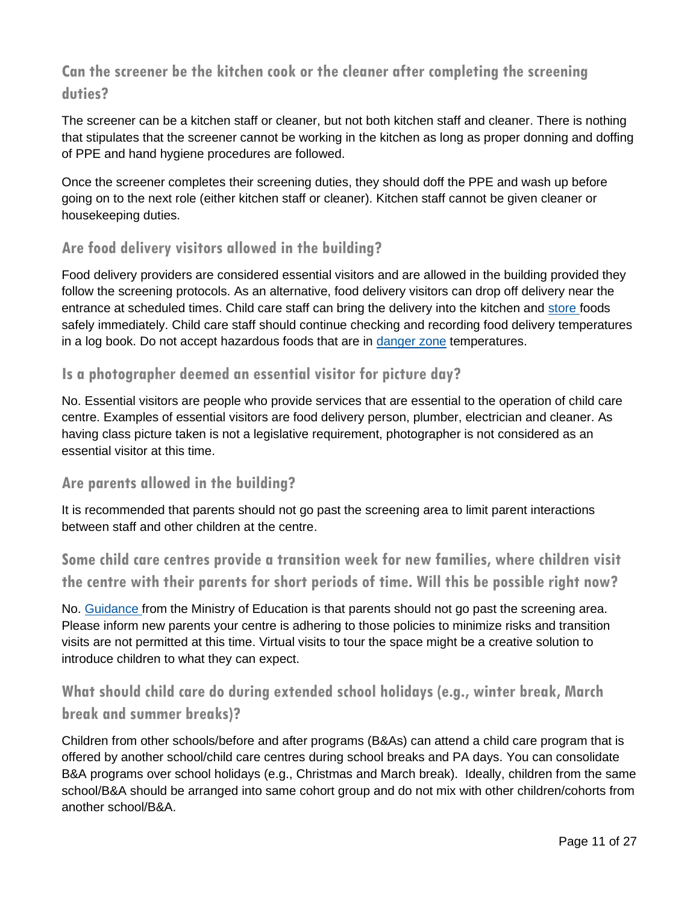### Can the screener be the kitchen cook or the cleaner after completing the screening duties?

The screener can be a kitchen staff or cleaner, but not both kitchen staff and cleaner. There is nothing that stipulates that the screener cannot be working in the kitchen as long as proper donning and doffing of PPE and hand hygiene procedures are followed.

Once the screener completes their screening duties, they should doff the PPE and wash up before going on to the next role (either kitchen staff or cleaner). Kitchen staff cannot be given cleaner or housekeeping duties.

### Are food delivery visitors allowed in the building?

Food delivery providers are considered essential visitors and are allowed in the building provided they follow the screening protocols. As an alternative, food delivery visitors can drop off delivery near the entrance at scheduled times. Child care staff can bring the delivery into the kitchen and store foods safely immediately. Child care staff should continue checking and recording food delivery temperatures in a log book. Do not accept hazardous foods that are in danger zone temperatures.

### Is a photographer deemed an essential visitor for picture day?

No. Essential visitors are people who provide services that are essential to the operation of child care centre. Examples of essential visitors are food delivery person, plumber, electrician and cleaner. As having class picture taken is not a legislative requirement, photographer is not considered as an essential visitor at this time.

### Are parents allowed in the building?

It is recommended that parents should not go past the screening area to limit parent interactions between staff and other children at the centre.

### Some child care centres provide a transition week for new families, where children visit the centre with their parents for short periods of time. Will this be possible right now?

No. Guidance from the Ministry of Education is that parents should not go past the screening area. Please inform new parents your centre is adhering to those policies to minimize risks and transition visits are not permitted at this time. Virtual visits to tour the space might be a creative solution to introduce children to what they can expect.

### What should child care do during extended school holidays (e.g., winter break, March break and summer breaks)?

Children from other schools/before and after programs (B&As) can attend a child care program that is offered by another school/child care centres during school breaks and PA days. You can consolidate B&A programs over school holidays (e.g., Christmas and March break). Ideally, children from the same school/B&A should be arranged into same cohort group and do not mix with other children/cohorts from another school/B&A.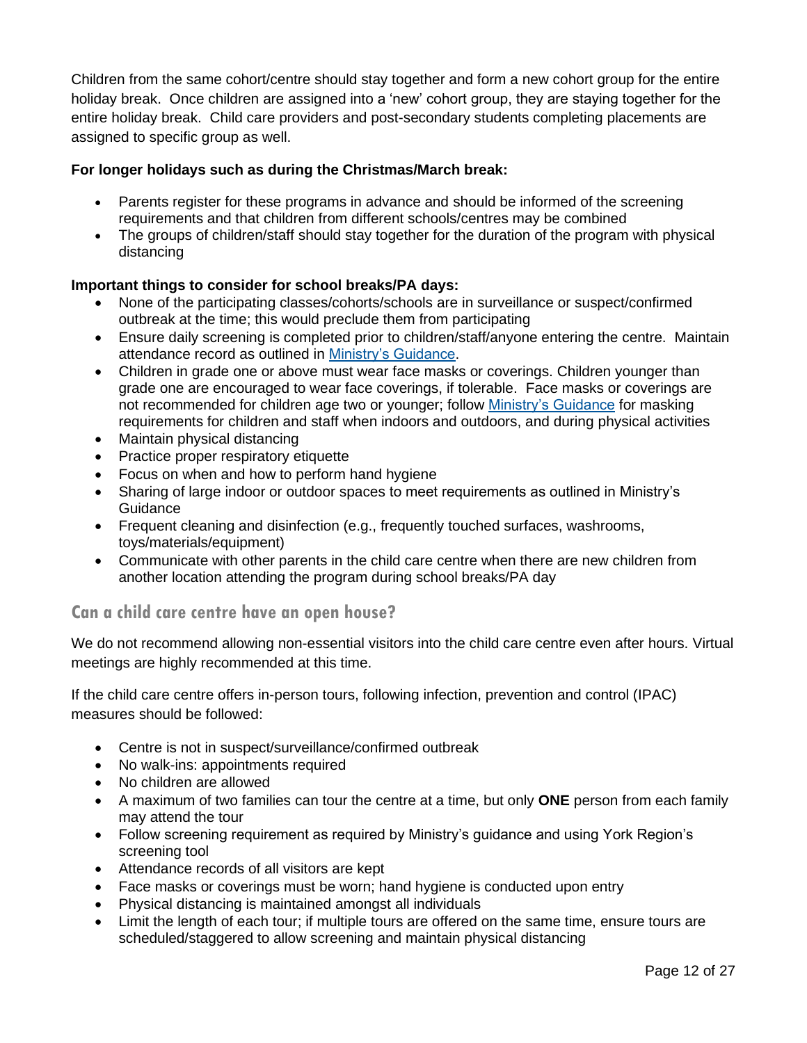Children from the same cohort/centre should stay together and form a new cohort group for the entire holiday break. Once children are assigned into a 'new' cohort group, they are staying together for the entire holiday break. Child care providers and post-secondary students completing placements are assigned to specific group as well.

**For longer holidays such as during the Christmas/March break:**

- Parents register for these programs in advance and should be informed of the screening requirements and that children from different schools/centres may be combined
- The groups of children/staff should stay together for the duration of the program with physical distancing

**Important things to consider for school breaks/PA days:**

- None of the participating classes/cohorts/schools are in surveillance or suspect/confirmed outbreak at the time; this would preclude them from participating
- Ensure daily screening is completed prior to children/staff/anyone entering the centre. Maintain attendance record as outlined in [Ministry's Guidance](#).
- Children in grade one or above must wear face masks or coverings. Children younger than grade one are encouraged to wear face coverings, if tolerable. Face masks or coverings are not recommended for children age two or younger; follow [Ministry's Guidance](#) for masking requirements for children and staff when indoors and outdoors, and during physical activities
- Maintain physical distancing
- Practice proper respiratory etiquette
- Focus on when and how to perform hand hygiene
- Sharing of large indoor or outdoor spaces to meet requirements as outlined in Ministry's Guidance
- Frequent cleaning and disinfection (e.g., frequently touched surfaces, washrooms, toys/materials/equipment)
- Communicate with other parents in the child care centre when there are new children from another location attending the program during school breaks/PA day

## Can a child care centre have an open house?

We do not recommend allowing non-essential visitors into the child care centre even after hours. Virtual meetings are highly recommended at this time.

If the child care centre offers in-person tours, following infection, prevention and control (IPAC) measures should be followed:

- Centre is not in suspect/surveillance/confirmed outbreak
- No walk-ins: appointments required
- No children are allowed
- A maximum of two families can tour the centre at a time, but only **ONE** person from each family may attend the tour
- Follow screening requirement as required by Ministry's guidance and using York Region's screening tool
- Attendance records of all visitors are kept
- Face masks or coverings must be worn; hand hygiene is conducted upon entry
- Physical distancing is maintained amongst all individuals
- Limit the length of each tour; if multiple tours are offered on the same time, ensure tours are scheduled/staggered to allow screening and maintain physical distancing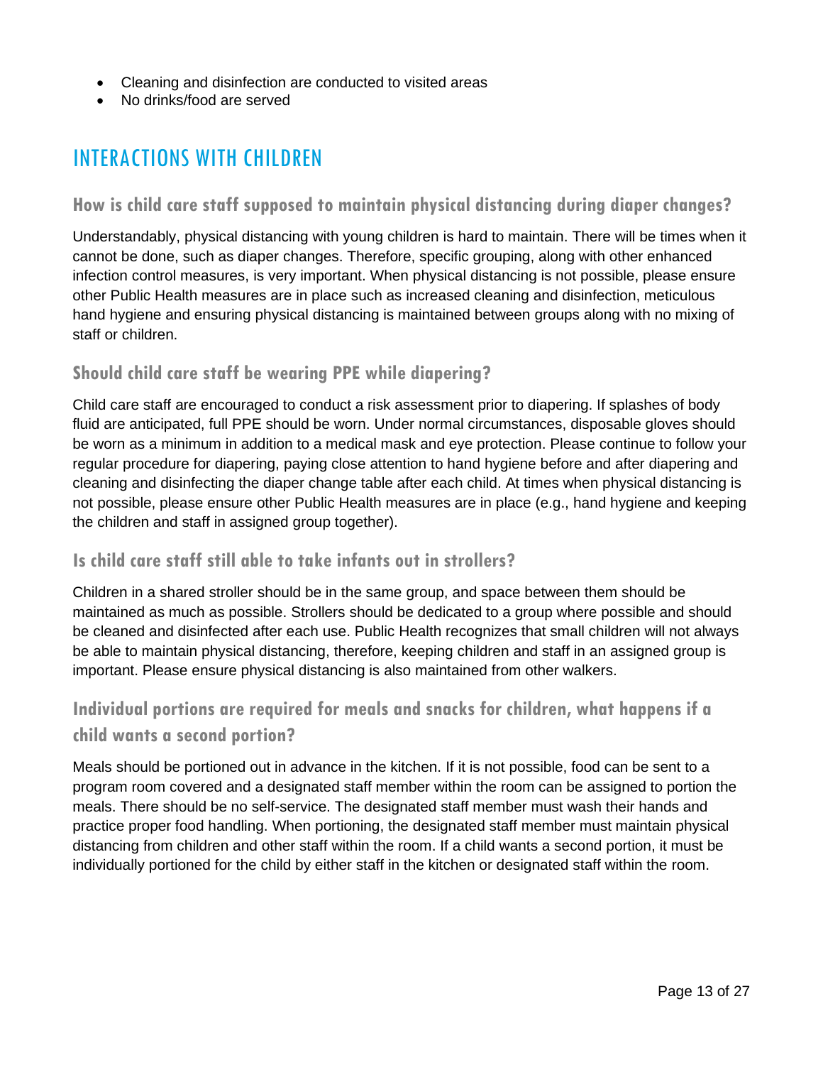- Cleaning and disinfection are conducted to visited areas
- No drinks/food are served

## INTERACTIONS WITH CHILDREN

### How is child care staff supposed to maintain physical distancing during diaper changes?

Understandably, physical distancing with young children is hard to maintain. There will be times when it cannot be done, such as diaper changes. Therefore, specific grouping, along with other enhanced infection control measures, is very important. When physical distancing is not possible, please ensure other Public Health measures are in place such as increased cleaning and disinfection, meticulous hand hygiene and ensuring physical distancing is maintained between groups along with no mixing of staff or children.

### Should child care staff be wearing PPE while diapering?

Child care staff are encouraged to conduct a risk assessment prior to diapering. If splashes of body fluid are anticipated, full PPE should be worn. Under normal circumstances, disposable gloves should be worn as a minimum in addition to a medical mask and eye protection. Please continue to follow your regular procedure for diapering, paying close attention to hand hygiene before and after diapering and cleaning and disinfecting the diaper change table after each child. At times when physical distancing is not possible, please ensure other Public Health measures are in place (e.g., hand hygiene and keeping the children and staff in assigned group together).

### Is child care staff still able to take infants out in strollers?

Children in a shared stroller should be in the same group, and space between them should be maintained as much as possible. Strollers should be dedicated to a group where possible and should be cleaned and disinfected after each use. Public Health recognizes that small children will not always be able to maintain physical distancing, therefore, keeping children and staff in an assigned group is important. Please ensure physical distancing is also maintained from other walkers.

### Individual portions are required for meals and snacks for children, what happens if a child wants a second portion?

Meals should be portioned out in advance in the kitchen. If it is not possible, food can be sent to a program room covered and a designated staff member within the room can be assigned to portion the meals. There should be no self-service. The designated staff member must wash their hands and practice proper food handling. When portioning, the designated staff member must maintain physical distancing from children and other staff within the room. If a child wants a second portion, it must be individually portioned for the child by either staff in the kitchen or designated staff within the room.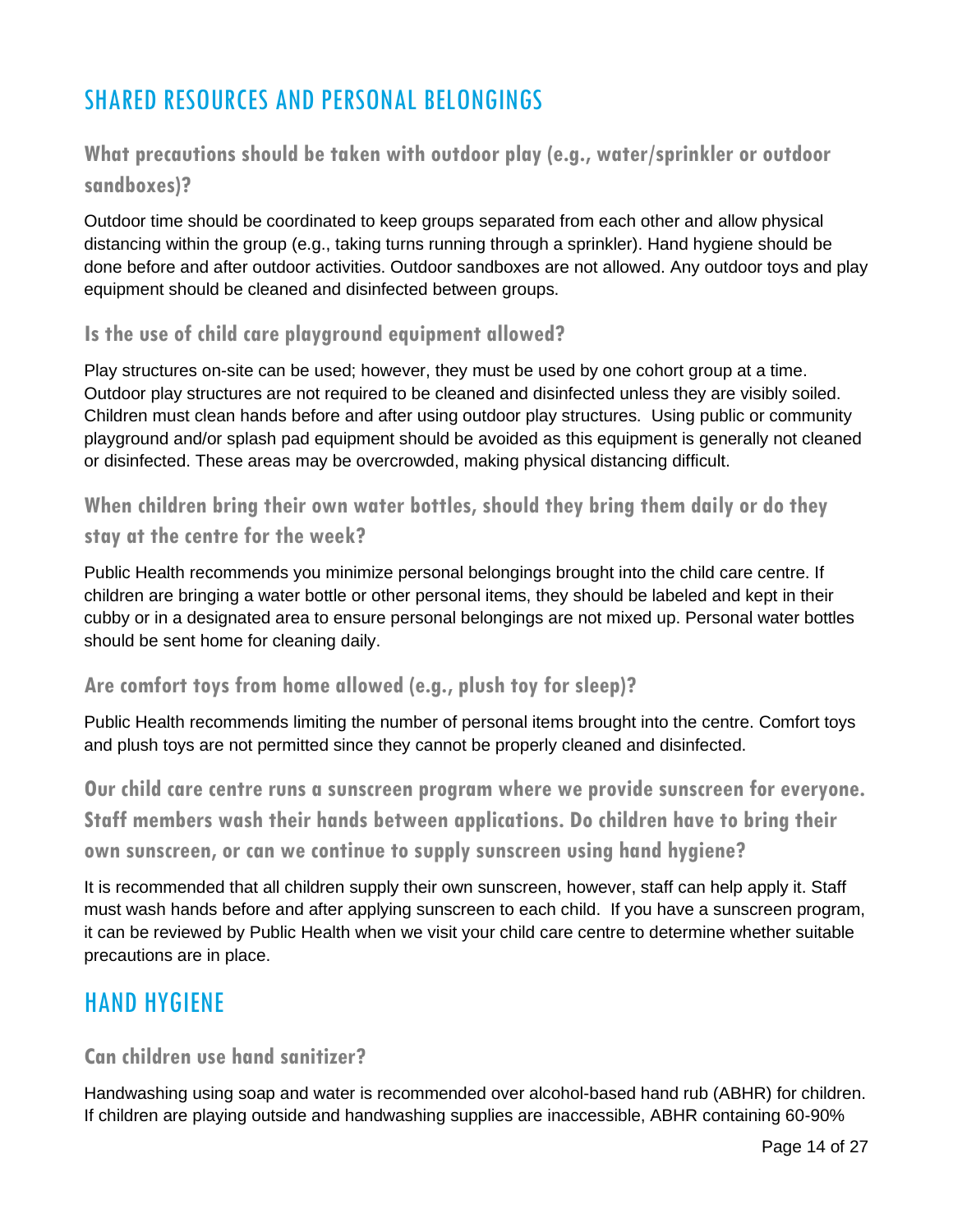## SHARED RESOURCES AND PERSONAL BELONGINGS

### What precautions should be taken with outdoor play (e.g., water/sprinkler or outdoor sandboxes)?

Outdoor time should be coordinated to keep groups separated from each other and allow physical distancing within the group (e.g., taking turns running through a sprinkler). Hand hygiene should be done before and after outdoor activities. Outdoor sandboxes are not allowed. Any outdoor toys and play equipment should be cleaned and disinfected between groups.

### Is the use of child care playground equipment allowed?

Play structures on-site can be used; however, they must be used by one cohort group at a time. Outdoor play structures are not required to be cleaned and disinfected unless they are visibly soiled. Children must clean hands before and after using outdoor play structures. Using public or community playground and/or splash pad equipment should be avoided as this equipment is generally not cleaned or disinfected. These areas may be overcrowded, making physical distancing difficult.

### When children bring their own water bottles, should they bring them daily or do they stay at the centre for the week?

Public Health recommends you minimize personal belongings brought into the child care centre. If children are bringing a water bottle or other personal items, they should be labeled and kept in their cubby or in a designated area to ensure personal belongings are not mixed up. Personal water bottles should be sent home for cleaning daily.

### Are comfort toys from home allowed (e.g., plush toy for sleep)?

Public Health recommends limiting the number of personal items brought into the centre. Comfort toys and plush toys are not permitted since they cannot be properly cleaned and disinfected.

### Our child care centre runs a sunscreen program where we provide sunscreen for everyone. Staff members wash their hands between applications. Do children have to bring their own sunscreen, or can we continue to supply sunscreen using hand hygiene?

It is recommended that all children supply their own sunscreen, however, staff can help apply it. Staff must wash hands before and after applying sunscreen to each child. If you have a sunscreen program, it can be reviewed by Public Health when we visit your child care centre to determine whether suitable precautions are in place.

## HAND HYGIENE

### Can children use hand sanitizer?

Handwashing using soap and water is recommended over alcohol-based hand rub (ABHR) for children. If children are playing outside and handwashing supplies are inaccessible, ABHR containing 60-90%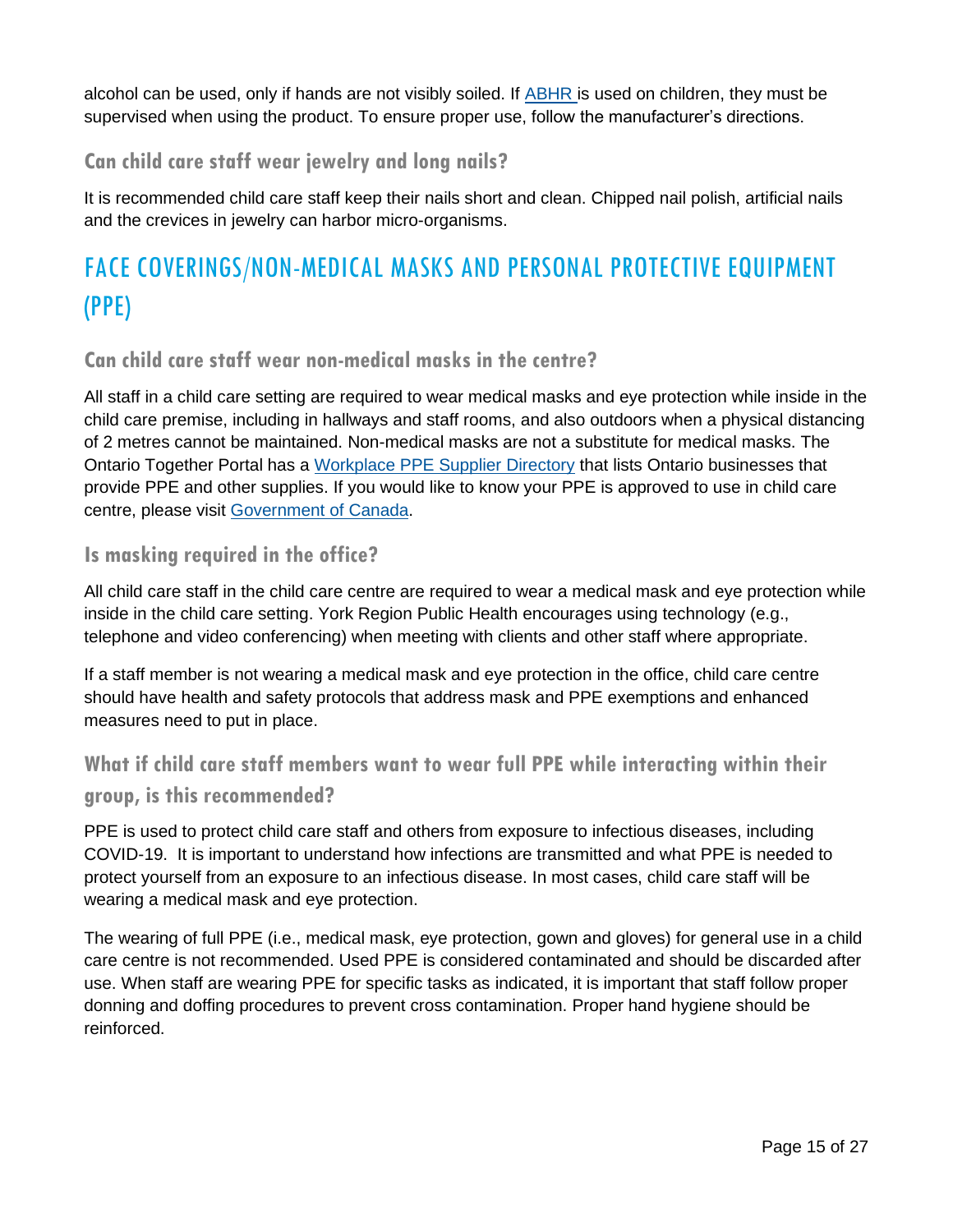alcohol can be used, only if hands are not visibly soiled. If ABHR is used on children, they must be supervised when using the product. To ensure proper use, follow the manufacturer's directions.

### Can child care staff wear jewelry and long nails?

It is recommended child care staff keep their nails short and clean. Chipped nail polish, artificial nails and the crevices in jewelry can harbor micro-organisms.

## FACE COVERINGS/NON-MEDICAL MASKS AND PERSONAL PROTECTIVE EQUIPMENT (PPE)

### Can child care staff wear non-medical masks in the centre?

All staff in a child care setting are required to wear medical masks and eye protection while inside in the child care premise, including in hallways and staff rooms, and also outdoors when a physical distancing of 2 metres cannot be maintained. Non-medical masks are not a substitute for medical masks. The Ontario Together Portal has a Workplace PPE Supplier Directory that lists Ontario businesses that provide PPE and other supplies. If you would like to know your PPE is approved to use in child care centre, please visit Government of Canada.

### Is masking required in the office?

All child care staff in the child care centre are required to wear a medical mask and eye protection while inside in the child care setting. York Region Public Health encourages using technology (e.g., telephone and video conferencing) when meeting with clients and other staff where appropriate.

If a staff member is not wearing a medical mask and eye protection in the office, child care centre should have health and safety protocols that address mask and PPE exemptions and enhanced measures need to put in place.

### What if child care staff members want to wear full PPE while interacting within their group, is this recommended?

PPE is used to protect child care staff and others from exposure to infectious diseases, including COVID-19. It is important to understand how infections are transmitted and what PPE is needed to protect yourself from an exposure to an infectious disease. In most cases, child care staff will be wearing a medical mask and eye protection.

The wearing of full PPE (i.e., medical mask, eye protection, gown and gloves) for general use in a child care centre is not recommended. Used PPE is considered contaminated and should be discarded after use. When staff are wearing PPE for specific tasks as indicated, it is important that staff follow proper donning and doffing procedures to prevent cross contamination. Proper hand hygiene should be reinforced.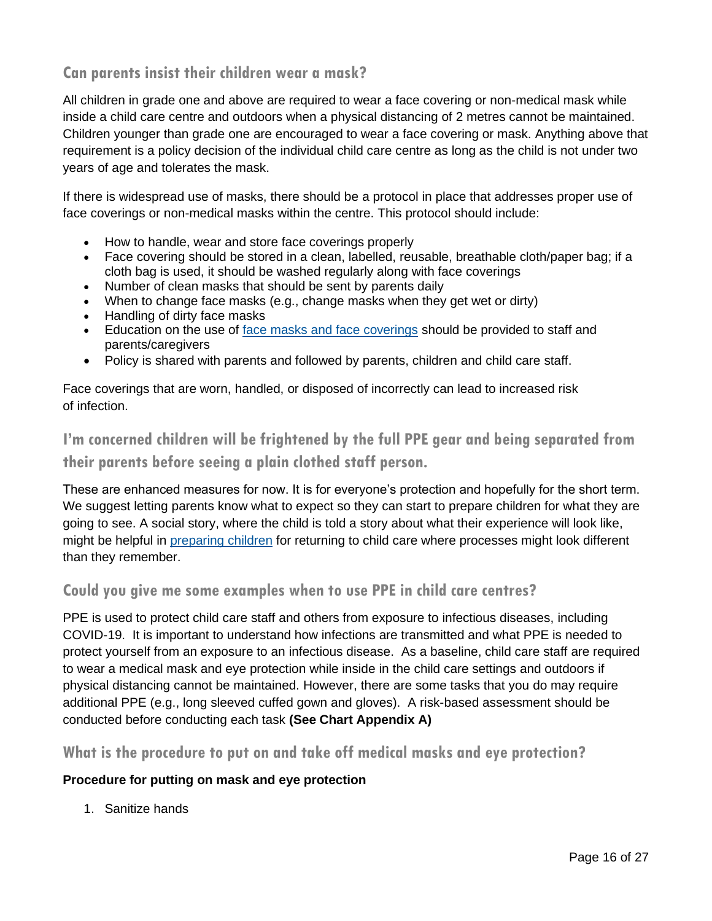## Can parents insist their children wear a mask?

All children in grade one and above are required to wear a face covering or non-medical mask while inside a child care centre and outdoors when a physical distancing of 2 metres cannot be maintained. Children younger than grade one are encouraged to wear a face covering or mask. Anything above that requirement is a policy decision of the individual child care centre as long as the child is not under two years of age and tolerates the mask.

If there is widespread use of masks, there should be a protocol in place that addresses proper use of face coverings or non-medical masks within the centre. This protocol should include:

- How to handle, wear and store face coverings properly
- Face covering should be stored in a clean, labelled, reusable, breathable cloth/paper bag; if a cloth bag is used, it should be washed regularly along with face coverings
- Number of clean masks that should be sent by parents daily
- When to change face masks (e.g., change masks when they get wet or dirty)
- Handling of dirty face masks
- Education on the use of face masks and face coverings should be provided to staff and parents/caregivers
- Policy is shared with parents and followed by parents, children and child care staff.

Face coverings that are worn, handled, or disposed of incorrectly can lead to increased risk of infection.

## I'm concerned children will be frightened by the full PPE gear and being separated from their parents before seeing a plain clothed staff person.

These are enhanced measures for now. It is for everyone's protection and hopefully for the short term. We suggest letting parents know what to expect so they can start to prepare children for what they are going to see. A social story, where the child is told a story about what their experience will look like, might be helpful in preparing children for returning to child care where processes might look different than they remember.

## Could you give me some examples when to use PPE in child care centres?

PPE is used to protect child care staff and others from exposure to infectious diseases, including COVID-19. It is important to understand how infections are transmitted and what PPE is needed to protect yourself from an exposure to an infectious disease. As a baseline, child care staff are required to wear a medical mask and eye protection while inside in the child care settings and outdoors if physical distancing cannot be maintained. However, there are some tasks that you do may require additional PPE (e.g., long sleeved cuffed gown and gloves). A risk-based assessment should be conducted before conducting each task **(See Chart Appendix A)**

## What is the procedure to put on and take off medical masks and eye protection?

**Procedure for putting on mask and eye protection**

1. Sanitize hands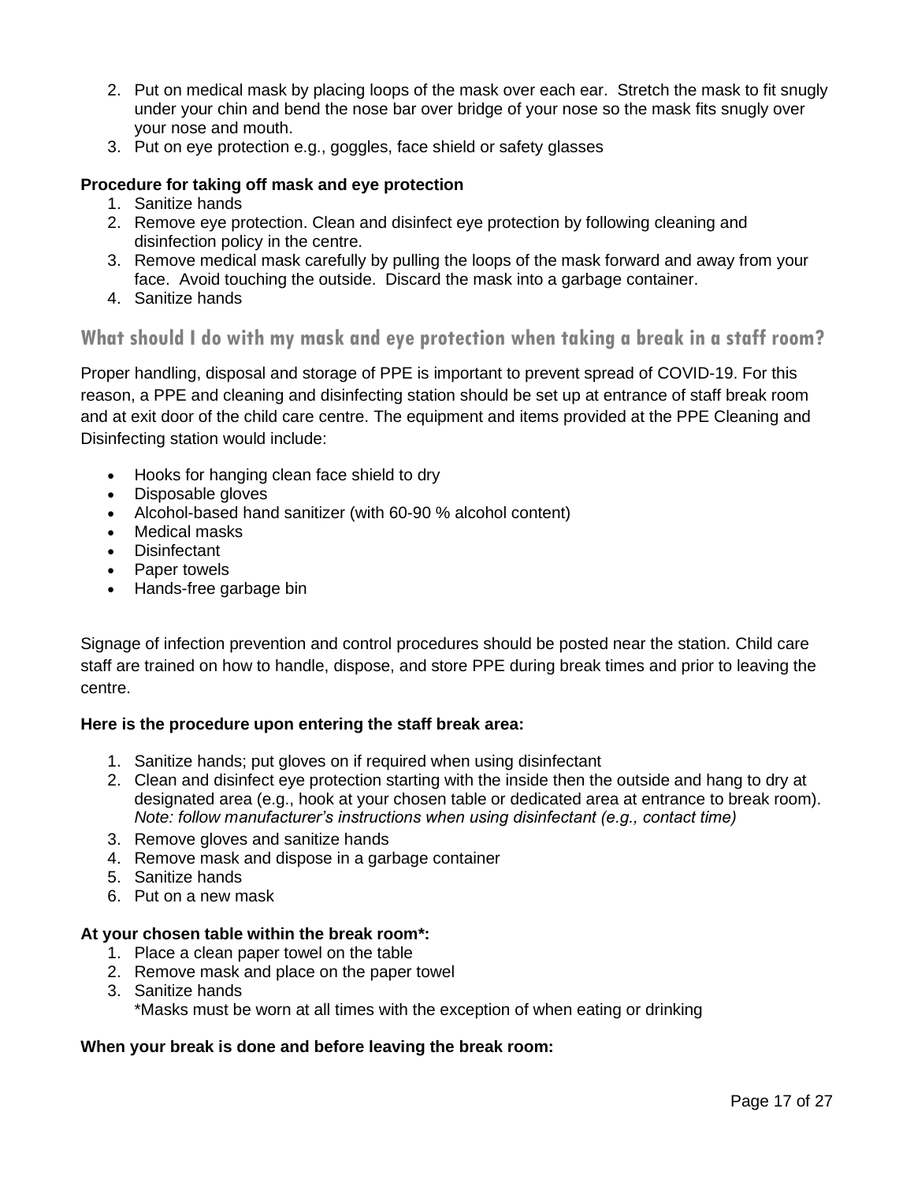2. Put on medical mask by placing loops of the mask over each ear.  Stretch the mask to fit snugly under your chin and bend the nose bar over bridge of your nose so the mask fits snugly over your nose and mouth.
3. Put on eye protection e.g., goggles, face shield or safety glasses

**Procedure for taking off mask and eye protection**

1. Sanitize hands
2. Remove eye protection. Clean and disinfect eye protection by following cleaning and disinfection policy in the centre.
3. Remove medical mask carefully by pulling the loops of the mask forward and away from your face.  Avoid touching the outside.  Discard the mask into a garbage container.
4. Sanitize hands

## What should I do with my mask and eye protection when taking a break in a staff room?

Proper handling, disposal and storage of PPE is important to prevent spread of COVID-19. For this reason, a PPE and cleaning and disinfecting station should be set up at entrance of staff break room and at exit door of the child care centre. The equipment and items provided at the PPE Cleaning and Disinfecting station would include:

- Hooks for hanging clean face shield to dry
- Disposable gloves
- Alcohol-based hand sanitizer (with 60-90 % alcohol content)
- Medical masks
- Disinfectant
- Paper towels
- Hands-free garbage bin

Signage of infection prevention and control procedures should be posted near the station. Child care staff are trained on how to handle, dispose, and store PPE during break times and prior to leaving the centre.

**Here is the procedure upon entering the staff break area:**

1. Sanitize hands; put gloves on if required when using disinfectant
2. Clean and disinfect eye protection starting with the inside then the outside and hang to dry at designated area (e.g., hook at your chosen table or dedicated area at entrance to break room). *Note: follow manufacturer's instructions when using disinfectant (e.g., contact time)*
3. Remove gloves and sanitize hands
4. Remove mask and dispose in a garbage container
5. Sanitize hands
6. Put on a new mask

**At your chosen table within the break room*:**

1. Place a clean paper towel on the table
2. Remove mask and place on the paper towel
3. Sanitize hands
   *Masks must be worn at all times with the exception of when eating or drinking

**When your break is done and before leaving the break room:**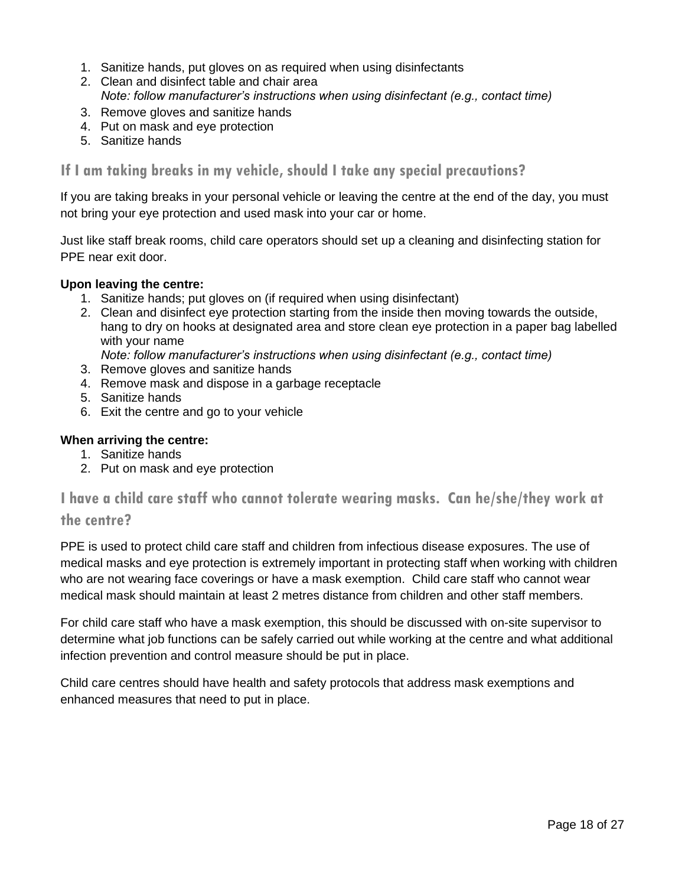1. Sanitize hands, put gloves on as required when using disinfectants
2. Clean and disinfect table and chair area
   *Note: follow manufacturer's instructions when using disinfectant (e.g., contact time)*
3. Remove gloves and sanitize hands
4. Put on mask and eye protection
5. Sanitize hands

## If I am taking breaks in my vehicle, should I take any special precautions?

If you are taking breaks in your personal vehicle or leaving the centre at the end of the day, you must not bring your eye protection and used mask into your car or home.

Just like staff break rooms, child care operators should set up a cleaning and disinfecting station for PPE near exit door.

**Upon leaving the centre:**

1. Sanitize hands; put gloves on (if required when using disinfectant)
2. Clean and disinfect eye protection starting from the inside then moving towards the outside, hang to dry on hooks at designated area and store clean eye protection in a paper bag labelled with your name
   *Note: follow manufacturer's instructions when using disinfectant (e.g., contact time)*
3. Remove gloves and sanitize hands
4. Remove mask and dispose in a garbage receptacle
5. Sanitize hands
6. Exit the centre and go to your vehicle

**When arriving the centre:**

1. Sanitize hands
2. Put on mask and eye protection

## I have a child care staff who cannot tolerate wearing masks. Can he/she/they work at the centre?

PPE is used to protect child care staff and children from infectious disease exposures. The use of medical masks and eye protection is extremely important in protecting staff when working with children who are not wearing face coverings or have a mask exemption. Child care staff who cannot wear medical mask should maintain at least 2 metres distance from children and other staff members.

For child care staff who have a mask exemption, this should be discussed with on-site supervisor to determine what job functions can be safely carried out while working at the centre and what additional infection prevention and control measure should be put in place.

Child care centres should have health and safety protocols that address mask exemptions and enhanced measures that need to put in place.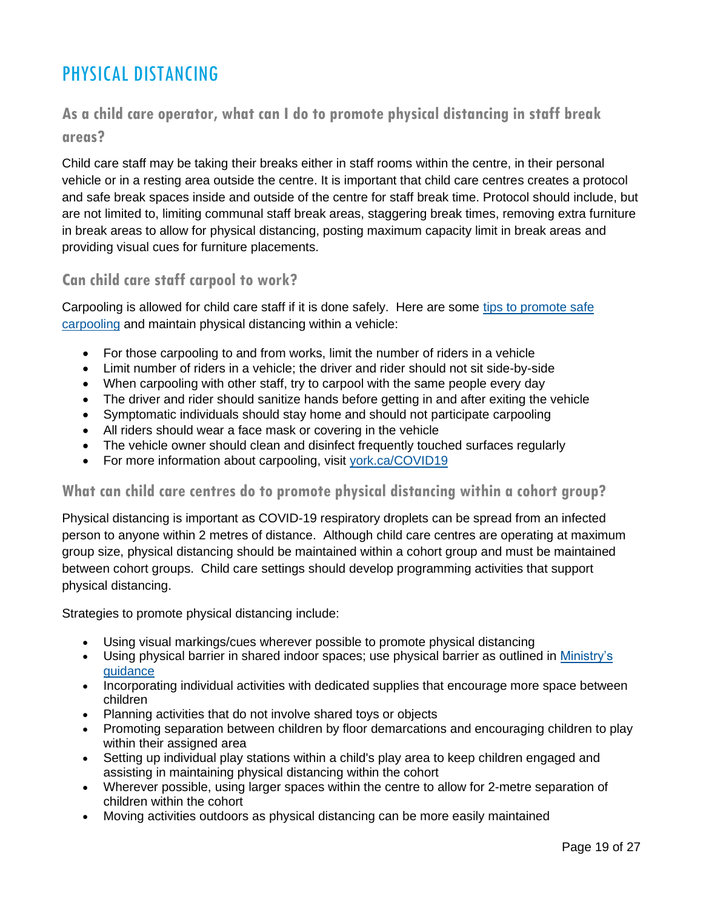# PHYSICAL DISTANCING

## As a child care operator, what can I do to promote physical distancing in staff break areas?

Child care staff may be taking their breaks either in staff rooms within the centre, in their personal vehicle or in a resting area outside the centre. It is important that child care centres creates a protocol and safe break spaces inside and outside of the centre for staff break time. Protocol should include, but are not limited to, limiting communal staff break areas, staggering break times, removing extra furniture in break areas to allow for physical distancing, posting maximum capacity limit in break areas and providing visual cues for furniture placements.

## Can child care staff carpool to work?

Carpooling is allowed for child care staff if it is done safely. Here are some [tips to promote safe carpooling](#) and maintain physical distancing within a vehicle:

- For those carpooling to and from works, limit the number of riders in a vehicle
- Limit number of riders in a vehicle; the driver and rider should not sit side-by-side
- When carpooling with other staff, try to carpool with the same people every day
- The driver and rider should sanitize hands before getting in and after exiting the vehicle
- Symptomatic individuals should stay home and should not participate carpooling
- All riders should wear a face mask or covering in the vehicle
- The vehicle owner should clean and disinfect frequently touched surfaces regularly
- For more information about carpooling, visit [york.ca/COVID19](#)

## What can child care centres do to promote physical distancing within a cohort group?

Physical distancing is important as COVID-19 respiratory droplets can be spread from an infected person to anyone within 2 metres of distance. Although child care centres are operating at maximum group size, physical distancing should be maintained within a cohort group and must be maintained between cohort groups. Child care settings should develop programming activities that support physical distancing.

Strategies to promote physical distancing include:

- Using visual markings/cues wherever possible to promote physical distancing
- Using physical barrier in shared indoor spaces; use physical barrier as outlined in [Ministry's guidance](#)
- Incorporating individual activities with dedicated supplies that encourage more space between children
- Planning activities that do not involve shared toys or objects
- Promoting separation between children by floor demarcations and encouraging children to play within their assigned area
- Setting up individual play stations within a child's play area to keep children engaged and assisting in maintaining physical distancing within the cohort
- Wherever possible, using larger spaces within the centre to allow for 2-metre separation of children within the cohort
- Moving activities outdoors as physical distancing can be more easily maintained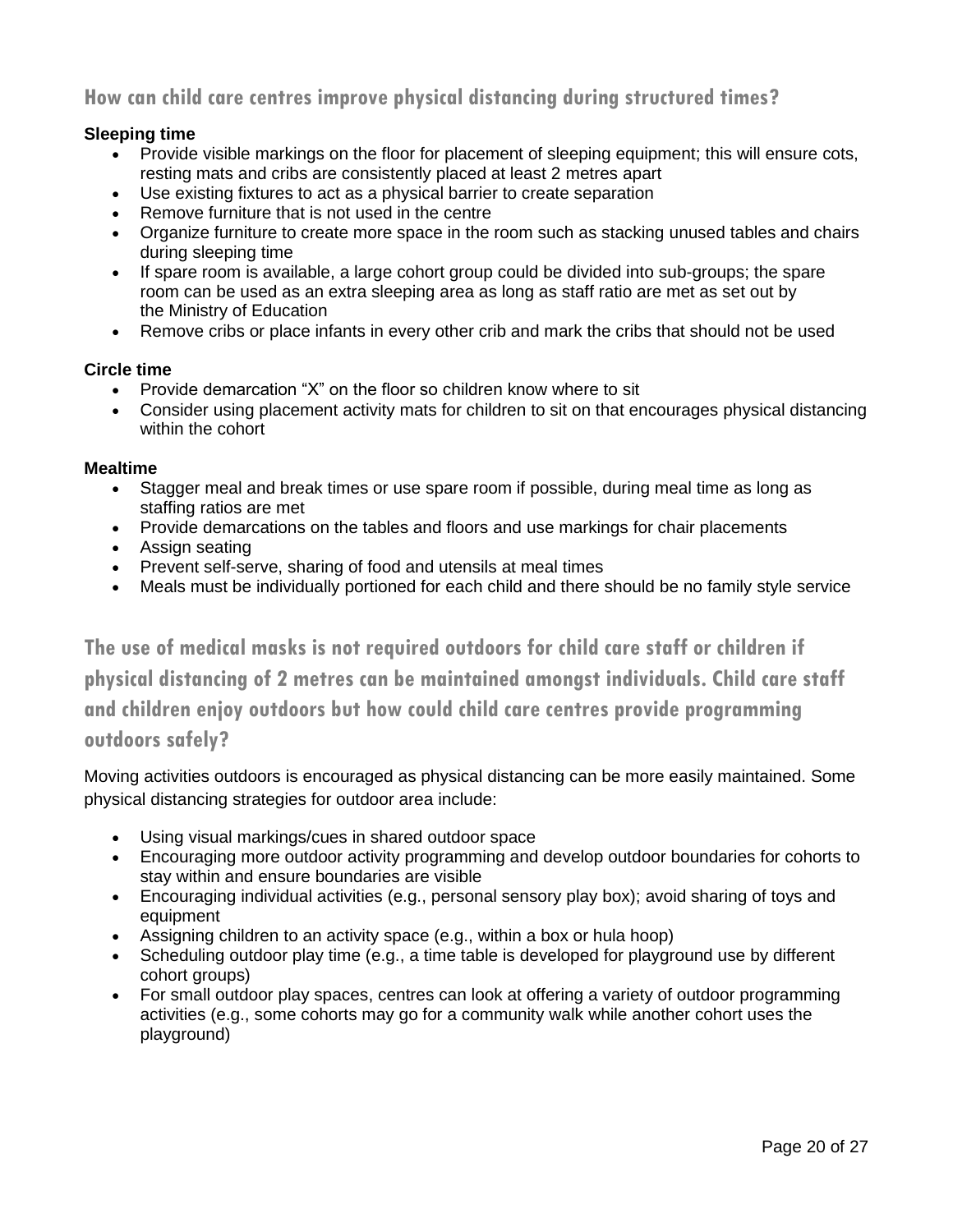## How can child care centres improve physical distancing during structured times?

**Sleeping time**

- Provide visible markings on the floor for placement of sleeping equipment; this will ensure cots, resting mats and cribs are consistently placed at least 2 metres apart
- Use existing fixtures to act as a physical barrier to create separation
- Remove furniture that is not used in the centre
- Organize furniture to create more space in the room such as stacking unused tables and chairs during sleeping time
- If spare room is available, a large cohort group could be divided into sub-groups; the spare room can be used as an extra sleeping area as long as staff ratio are met as set out by the Ministry of Education
- Remove cribs or place infants in every other crib and mark the cribs that should not be used

**Circle time**

- Provide demarcation "X" on the floor so children know where to sit
- Consider using placement activity mats for children to sit on that encourages physical distancing within the cohort

**Mealtime**

- Stagger meal and break times or use spare room if possible, during meal time as long as staffing ratios are met
- Provide demarcations on the tables and floors and use markings for chair placements
- Assign seating
- Prevent self-serve, sharing of food and utensils at meal times
- Meals must be individually portioned for each child and there should be no family style service

## The use of medical masks is not required outdoors for child care staff or children if physical distancing of 2 metres can be maintained amongst individuals. Child care staff and children enjoy outdoors but how could child care centres provide programming outdoors safely?

Moving activities outdoors is encouraged as physical distancing can be more easily maintained. Some physical distancing strategies for outdoor area include:

- Using visual markings/cues in shared outdoor space
- Encouraging more outdoor activity programming and develop outdoor boundaries for cohorts to stay within and ensure boundaries are visible
- Encouraging individual activities (e.g., personal sensory play box); avoid sharing of toys and equipment
- Assigning children to an activity space (e.g., within a box or hula hoop)
- Scheduling outdoor play time (e.g., a time table is developed for playground use by different cohort groups)
- For small outdoor play spaces, centres can look at offering a variety of outdoor programming activities (e.g., some cohorts may go for a community walk while another cohort uses the playground)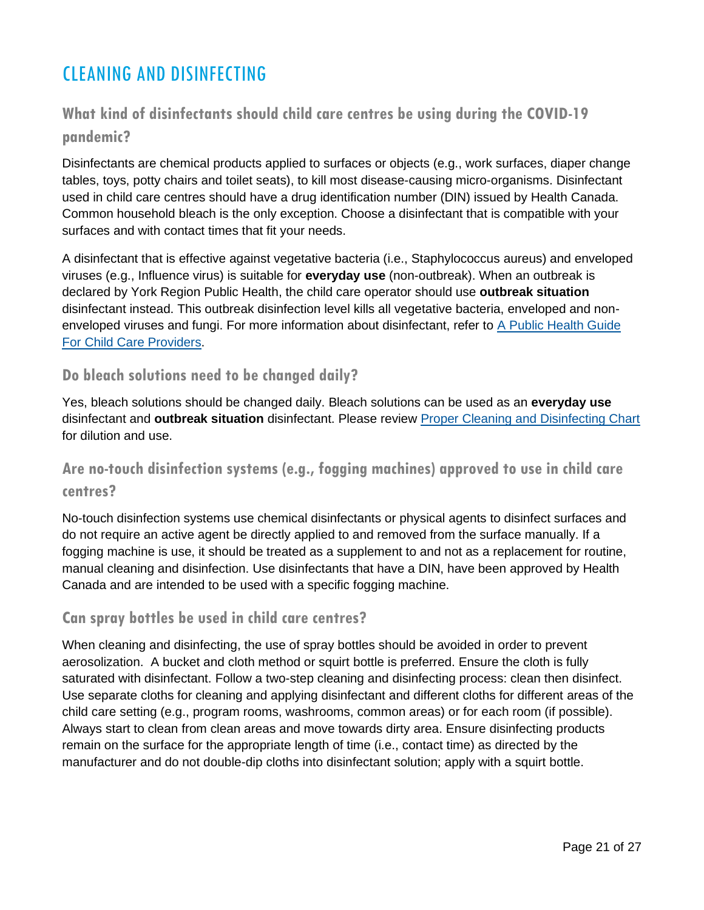# CLEANING AND DISINFECTING

## What kind of disinfectants should child care centres be using during the COVID-19 pandemic?

Disinfectants are chemical products applied to surfaces or objects (e.g., work surfaces, diaper change tables, toys, potty chairs and toilet seats), to kill most disease-causing micro-organisms. Disinfectant used in child care centres should have a drug identification number (DIN) issued by Health Canada. Common household bleach is the only exception. Choose a disinfectant that is compatible with your surfaces and with contact times that fit your needs.

A disinfectant that is effective against vegetative bacteria (i.e., Staphylococcus aureus) and enveloped viruses (e.g., Influence virus) is suitable for **everyday use** (non-outbreak). When an outbreak is declared by York Region Public Health, the child care operator should use **outbreak situation** disinfectant instead. This outbreak disinfection level kills all vegetative bacteria, enveloped and non-enveloped viruses and fungi. For more information about disinfectant, refer to A Public Health Guide For Child Care Providers.

## Do bleach solutions need to be changed daily?

Yes, bleach solutions should be changed daily. Bleach solutions can be used as an **everyday use** disinfectant and **outbreak situation** disinfectant. Please review Proper Cleaning and Disinfecting Chart for dilution and use.

## Are no-touch disinfection systems (e.g., fogging machines) approved to use in child care centres?

No-touch disinfection systems use chemical disinfectants or physical agents to disinfect surfaces and do not require an active agent be directly applied to and removed from the surface manually. If a fogging machine is use, it should be treated as a supplement to and not as a replacement for routine, manual cleaning and disinfection. Use disinfectants that have a DIN, have been approved by Health Canada and are intended to be used with a specific fogging machine.

## Can spray bottles be used in child care centres?

When cleaning and disinfecting, the use of spray bottles should be avoided in order to prevent aerosolization. A bucket and cloth method or squirt bottle is preferred. Ensure the cloth is fully saturated with disinfectant. Follow a two-step cleaning and disinfecting process: clean then disinfect. Use separate cloths for cleaning and applying disinfectant and different cloths for different areas of the child care setting (e.g., program rooms, washrooms, common areas) or for each room (if possible). Always start to clean from clean areas and move towards dirty area. Ensure disinfecting products remain on the surface for the appropriate length of time (i.e., contact time) as directed by the manufacturer and do not double-dip cloths into disinfectant solution; apply with a squirt bottle.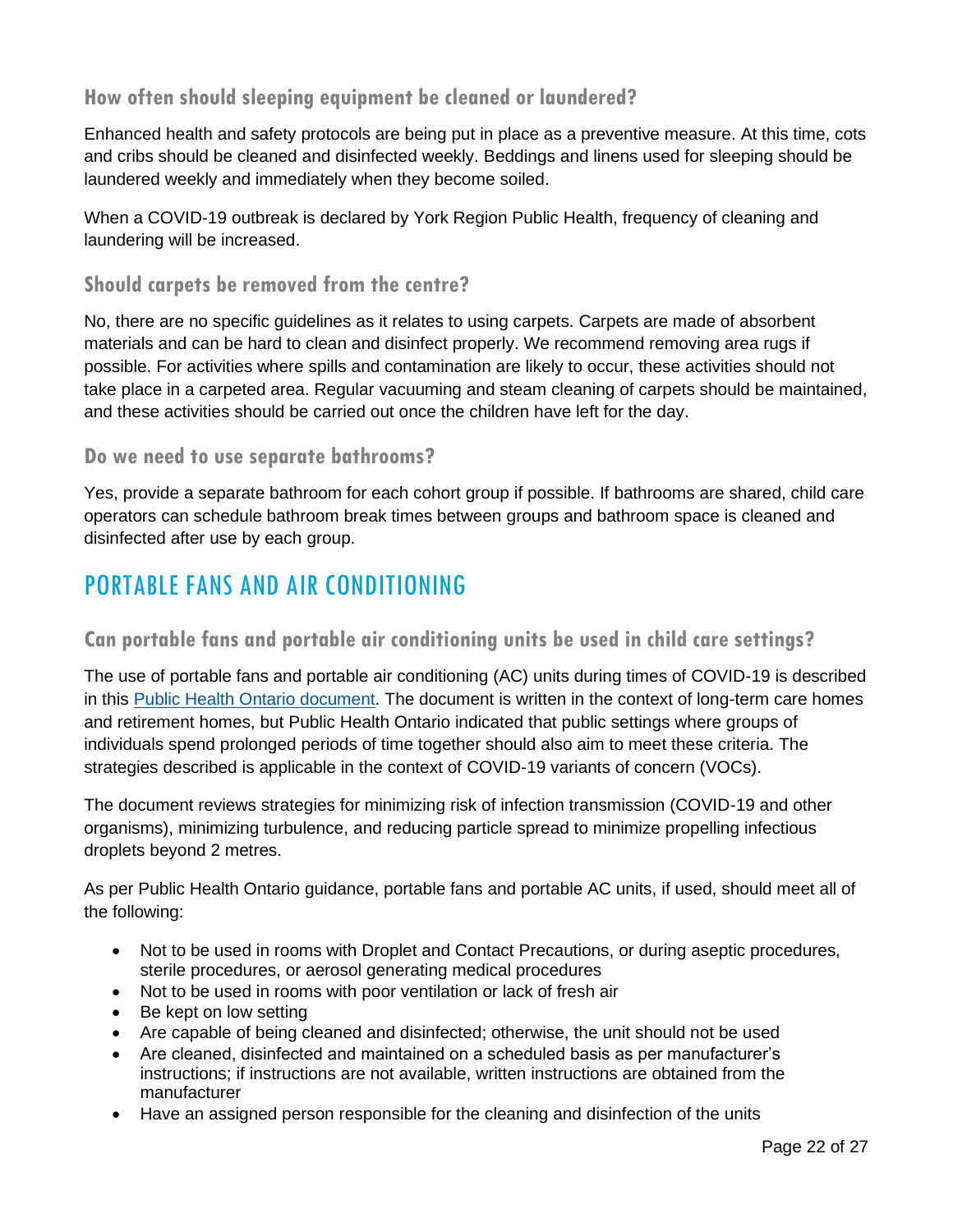### How often should sleeping equipment be cleaned or laundered?

Enhanced health and safety protocols are being put in place as a preventive measure. At this time, cots and cribs should be cleaned and disinfected weekly. Beddings and linens used for sleeping should be laundered weekly and immediately when they become soiled.

When a COVID-19 outbreak is declared by York Region Public Health, frequency of cleaning and laundering will be increased.

### Should carpets be removed from the centre?

No, there are no specific guidelines as it relates to using carpets. Carpets are made of absorbent materials and can be hard to clean and disinfect properly. We recommend removing area rugs if possible. For activities where spills and contamination are likely to occur, these activities should not take place in a carpeted area. Regular vacuuming and steam cleaning of carpets should be maintained, and these activities should be carried out once the children have left for the day.

### Do we need to use separate bathrooms?

Yes, provide a separate bathroom for each cohort group if possible. If bathrooms are shared, child care operators can schedule bathroom break times between groups and bathroom space is cleaned and disinfected after use by each group.

## PORTABLE FANS AND AIR CONDITIONING

### Can portable fans and portable air conditioning units be used in child care settings?

The use of portable fans and portable air conditioning (AC) units during times of COVID-19 is described in this Public Health Ontario document. The document is written in the context of long-term care homes and retirement homes, but Public Health Ontario indicated that public settings where groups of individuals spend prolonged periods of time together should also aim to meet these criteria. The strategies described is applicable in the context of COVID-19 variants of concern (VOCs).

The document reviews strategies for minimizing risk of infection transmission (COVID-19 and other organisms), minimizing turbulence, and reducing particle spread to minimize propelling infectious droplets beyond 2 metres.

As per Public Health Ontario guidance, portable fans and portable AC units, if used, should meet all of the following:

- Not to be used in rooms with Droplet and Contact Precautions, or during aseptic procedures, sterile procedures, or aerosol generating medical procedures
- Not to be used in rooms with poor ventilation or lack of fresh air
- Be kept on low setting
- Are capable of being cleaned and disinfected; otherwise, the unit should not be used
- Are cleaned, disinfected and maintained on a scheduled basis as per manufacturer's instructions; if instructions are not available, written instructions are obtained from the manufacturer
- Have an assigned person responsible for the cleaning and disinfection of the units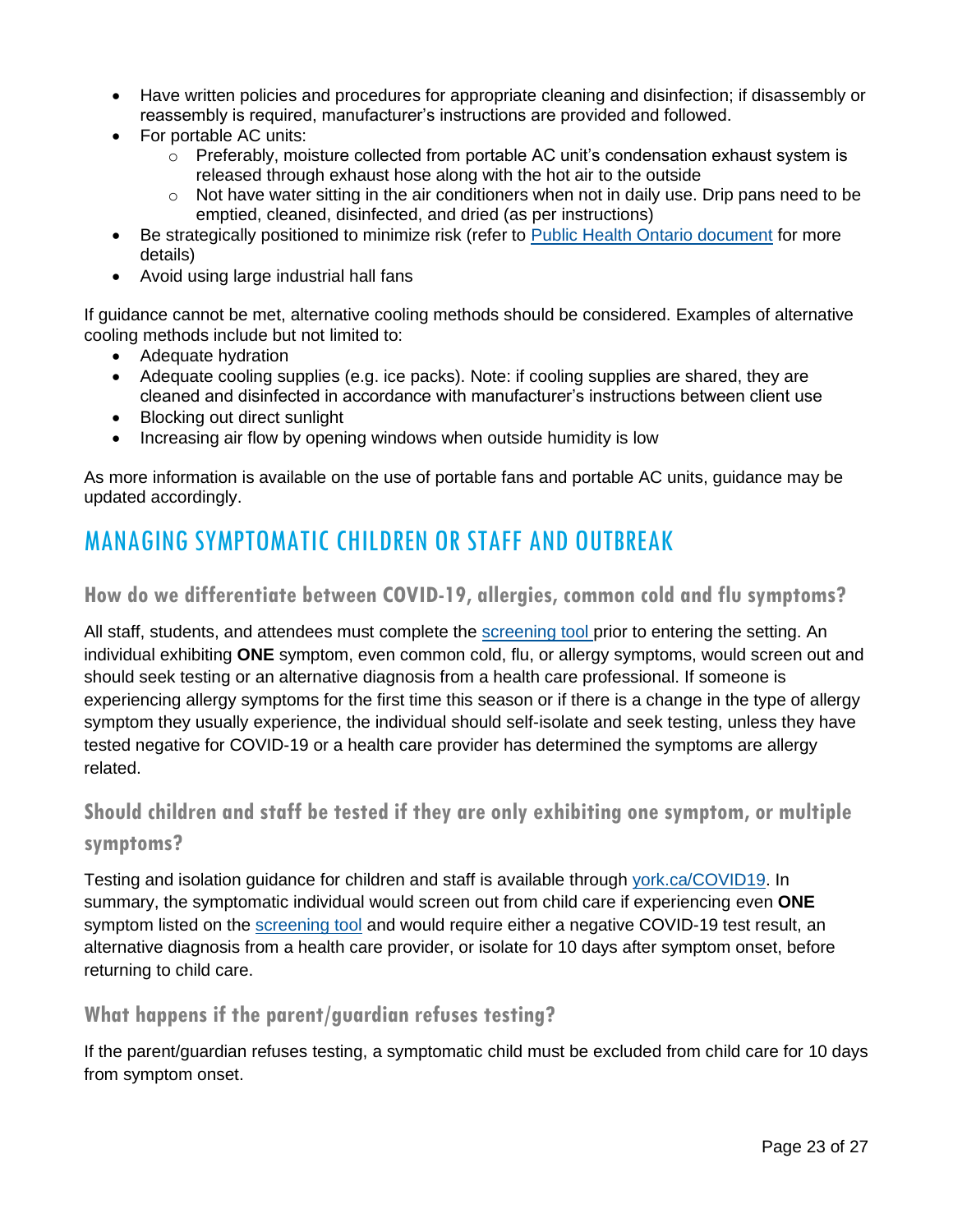- Have written policies and procedures for appropriate cleaning and disinfection; if disassembly or reassembly is required, manufacturer's instructions are provided and followed.
- For portable AC units:
  - Preferably, moisture collected from portable AC unit's condensation exhaust system is released through exhaust hose along with the hot air to the outside
  - Not have water sitting in the air conditioners when not in daily use. Drip pans need to be emptied, cleaned, disinfected, and dried (as per instructions)
- Be strategically positioned to minimize risk (refer to Public Health Ontario document for more details)
- Avoid using large industrial hall fans

If guidance cannot be met, alternative cooling methods should be considered. Examples of alternative cooling methods include but not limited to:

- Adequate hydration
- Adequate cooling supplies (e.g. ice packs). Note: if cooling supplies are shared, they are cleaned and disinfected in accordance with manufacturer's instructions between client use
- Blocking out direct sunlight
- Increasing air flow by opening windows when outside humidity is low

As more information is available on the use of portable fans and portable AC units, guidance may be updated accordingly.

## MANAGING SYMPTOMATIC CHILDREN OR STAFF AND OUTBREAK

### How do we differentiate between COVID-19, allergies, common cold and flu symptoms?

All staff, students, and attendees must complete the screening tool prior to entering the setting. An individual exhibiting **ONE** symptom, even common cold, flu, or allergy symptoms, would screen out and should seek testing or an alternative diagnosis from a health care professional. If someone is experiencing allergy symptoms for the first time this season or if there is a change in the type of allergy symptom they usually experience, the individual should self-isolate and seek testing, unless they have tested negative for COVID-19 or a health care provider has determined the symptoms are allergy related.

### Should children and staff be tested if they are only exhibiting one symptom, or multiple symptoms?

Testing and isolation guidance for children and staff is available through york.ca/COVID19. In summary, the symptomatic individual would screen out from child care if experiencing even **ONE** symptom listed on the screening tool and would require either a negative COVID-19 test result, an alternative diagnosis from a health care provider, or isolate for 10 days after symptom onset, before returning to child care.

### What happens if the parent/guardian refuses testing?

If the parent/guardian refuses testing, a symptomatic child must be excluded from child care for 10 days from symptom onset.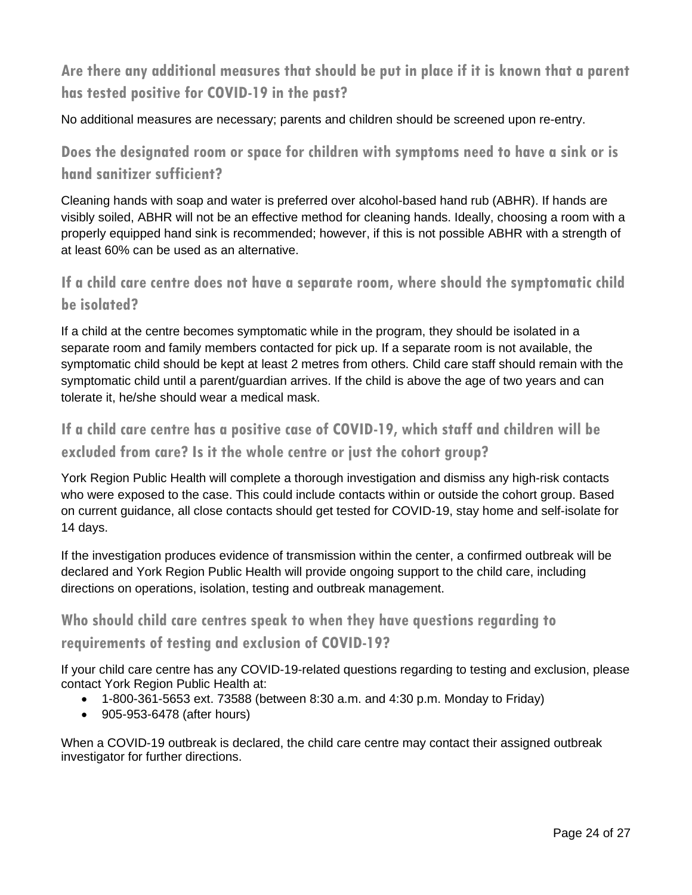### Are there any additional measures that should be put in place if it is known that a parent has tested positive for COVID-19 in the past?

No additional measures are necessary; parents and children should be screened upon re-entry.

### Does the designated room or space for children with symptoms need to have a sink or is hand sanitizer sufficient?

Cleaning hands with soap and water is preferred over alcohol-based hand rub (ABHR). If hands are visibly soiled, ABHR will not be an effective method for cleaning hands. Ideally, choosing a room with a properly equipped hand sink is recommended; however, if this is not possible ABHR with a strength of at least 60% can be used as an alternative.

### If a child care centre does not have a separate room, where should the symptomatic child be isolated?

If a child at the centre becomes symptomatic while in the program, they should be isolated in a separate room and family members contacted for pick up. If a separate room is not available, the symptomatic child should be kept at least 2 metres from others. Child care staff should remain with the symptomatic child until a parent/guardian arrives. If the child is above the age of two years and can tolerate it, he/she should wear a medical mask.

### If a child care centre has a positive case of COVID-19, which staff and children will be excluded from care? Is it the whole centre or just the cohort group?

York Region Public Health will complete a thorough investigation and dismiss any high-risk contacts who were exposed to the case. This could include contacts within or outside the cohort group. Based on current guidance, all close contacts should get tested for COVID-19, stay home and self-isolate for 14 days.

If the investigation produces evidence of transmission within the center, a confirmed outbreak will be declared and York Region Public Health will provide ongoing support to the child care, including directions on operations, isolation, testing and outbreak management.

### Who should child care centres speak to when they have questions regarding to requirements of testing and exclusion of COVID-19?

If your child care centre has any COVID-19-related questions regarding to testing and exclusion, please contact York Region Public Health at:

- 1-800-361-5653 ext. 73588 (between 8:30 a.m. and 4:30 p.m. Monday to Friday)
- 905-953-6478 (after hours)

When a COVID-19 outbreak is declared, the child care centre may contact their assigned outbreak investigator for further directions.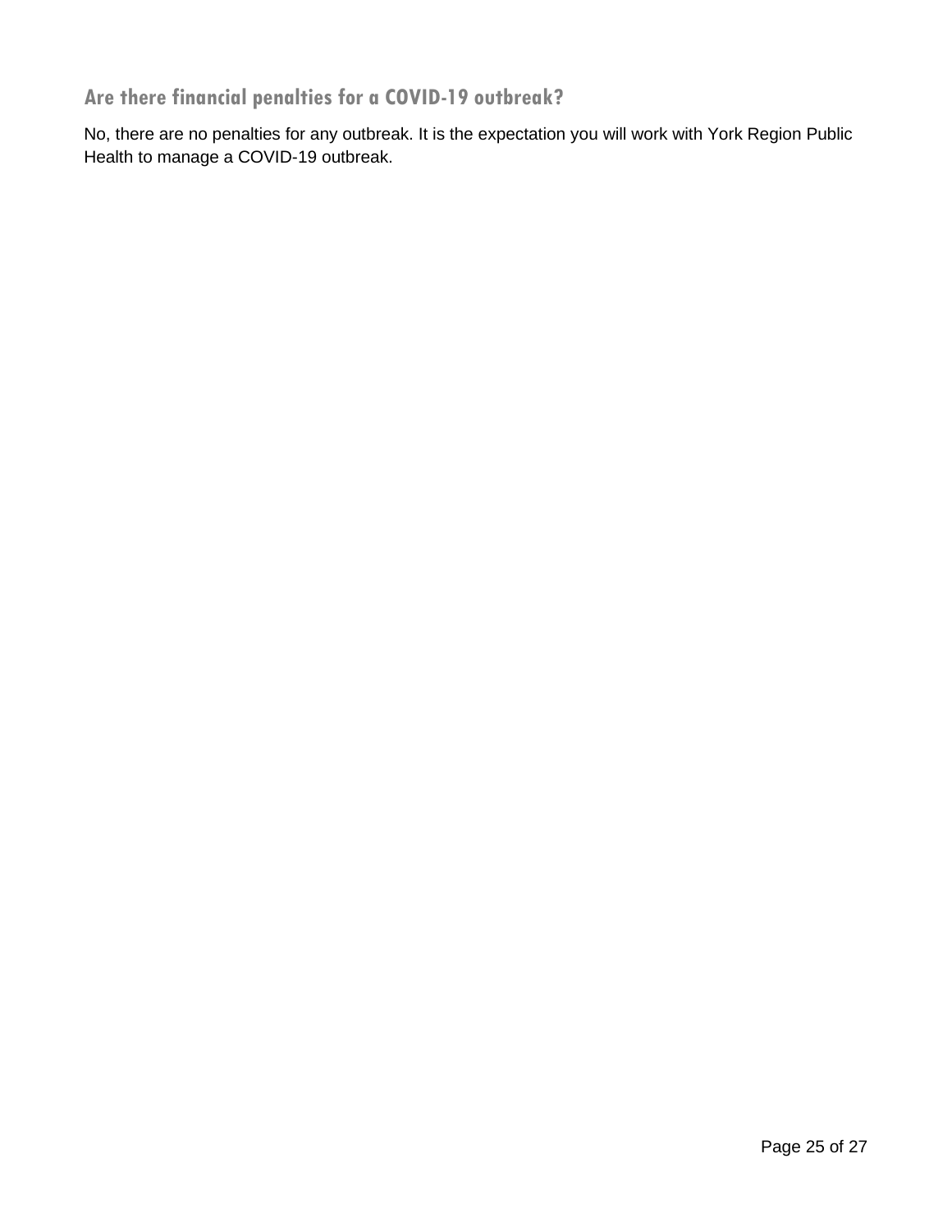## Are there financial penalties for a COVID-19 outbreak?

No, there are no penalties for any outbreak. It is the expectation you will work with York Region Public Health to manage a COVID-19 outbreak.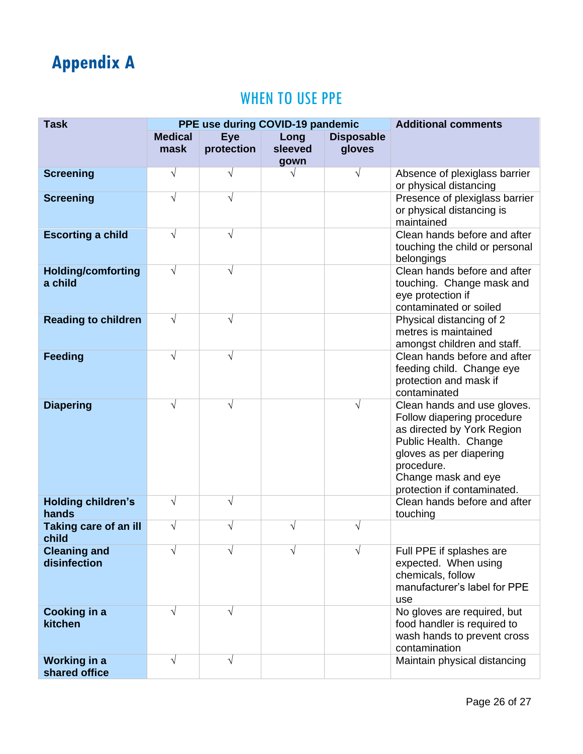# Appendix A

## WHEN TO USE PPE

| Task | PPE use during COVID-19 pandemic | | | | Additional comments |
|---|---|---|---|---|---|
| | Medical mask | Eye protection | Long sleeved gown | Disposable gloves | |
| **Screening** | √ | √ | √ | √ | Absence of plexiglass barrier or physical distancing |
| **Screening** | √ | √ | | | Presence of plexiglass barrier or physical distancing is maintained |
| **Escorting a child** | √ | √ | | | Clean hands before and after touching the child or personal belongings |
| **Holding/comforting a child** | √ | √ | | | Clean hands before and after touching. Change mask and eye protection if contaminated or soiled |
| **Reading to children** | √ | √ | | | Physical distancing of 2 metres is maintained amongst children and staff. |
| **Feeding** | √ | √ | | | Clean hands before and after feeding child. Change eye protection and mask if contaminated |
| **Diapering** | √ | √ | | √ | Clean hands and use gloves. Follow diapering procedure as directed by York Region Public Health. Change gloves as per diapering procedure. Change mask and eye protection if contaminated. |
| **Holding children's hands** | √ | √ | | | Clean hands before and after touching |
| **Taking care of an ill child** | √ | √ | √ | √ | |
| **Cleaning and disinfection** | √ | √ | √ | √ | Full PPE if splashes are expected. When using chemicals, follow manufacturer's label for PPE use |
| **Cooking in a kitchen** | √ | √ | | | No gloves are required, but food handler is required to wash hands to prevent cross contamination |
| **Working in a shared office** | √ | √ | | | Maintain physical distancing |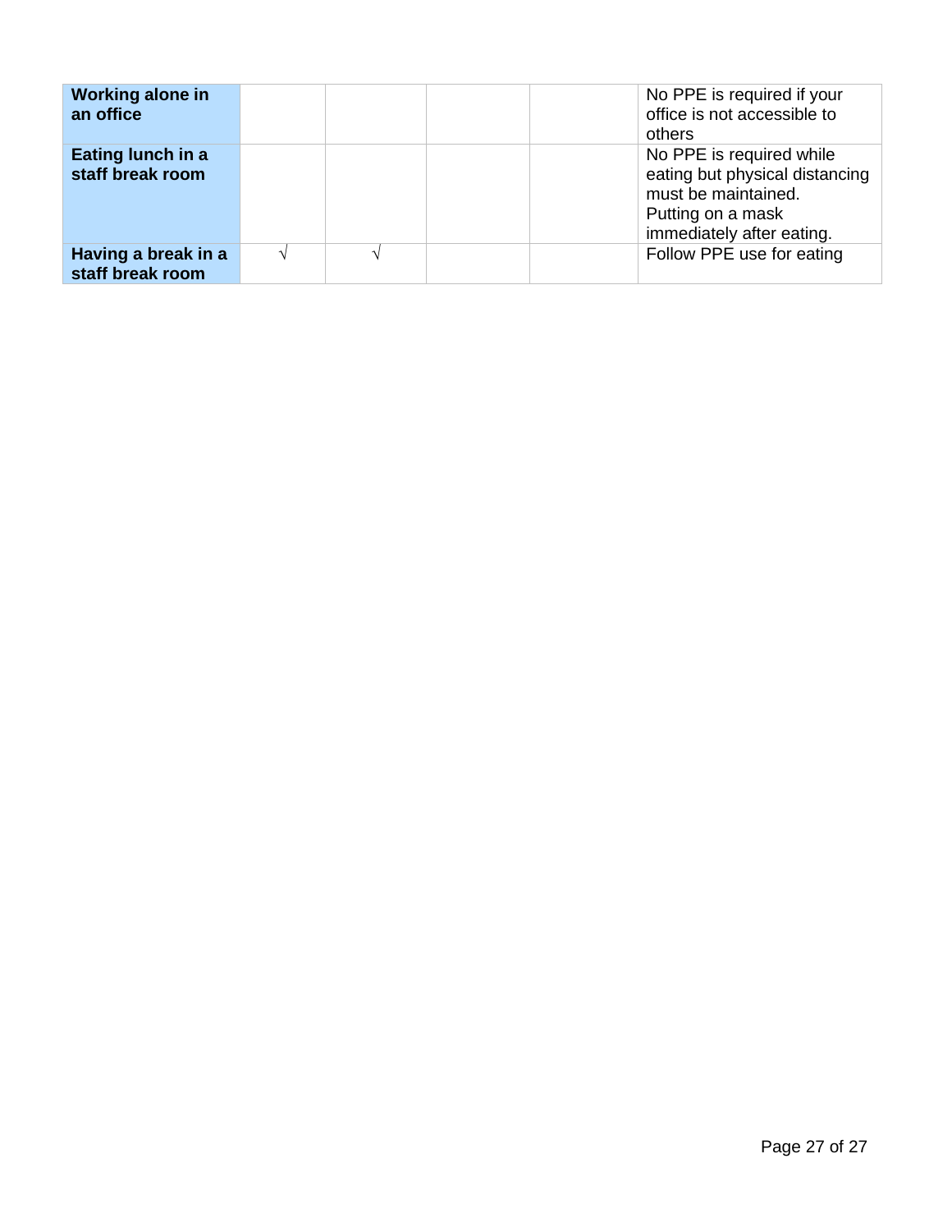| | | | | | |
|---|---|---|---|---|---|
| **Working alone in an office** | | | | | No PPE is required if your office is not accessible to others |
| **Eating lunch in a staff break room** | | | | | No PPE is required while eating but physical distancing must be maintained. Putting on a mask immediately after eating. |
| **Having a break in a staff break room** | √ | √ | | | Follow PPE use for eating |